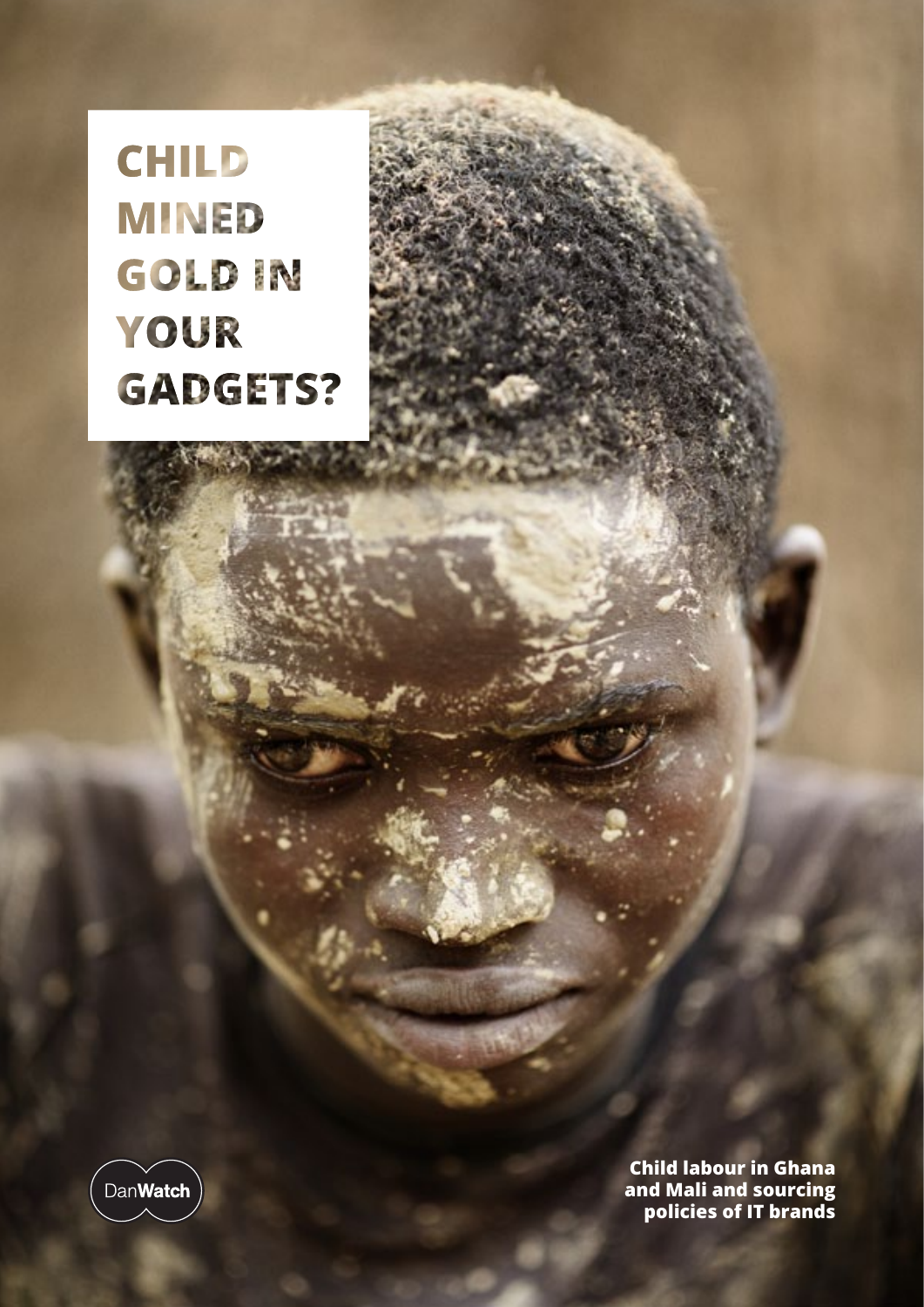# CHILD MINED GOLD IN YOUR GADGETS?

DanWatch

**Child labour in Ghana and Mali and sourcing policies of IT brands**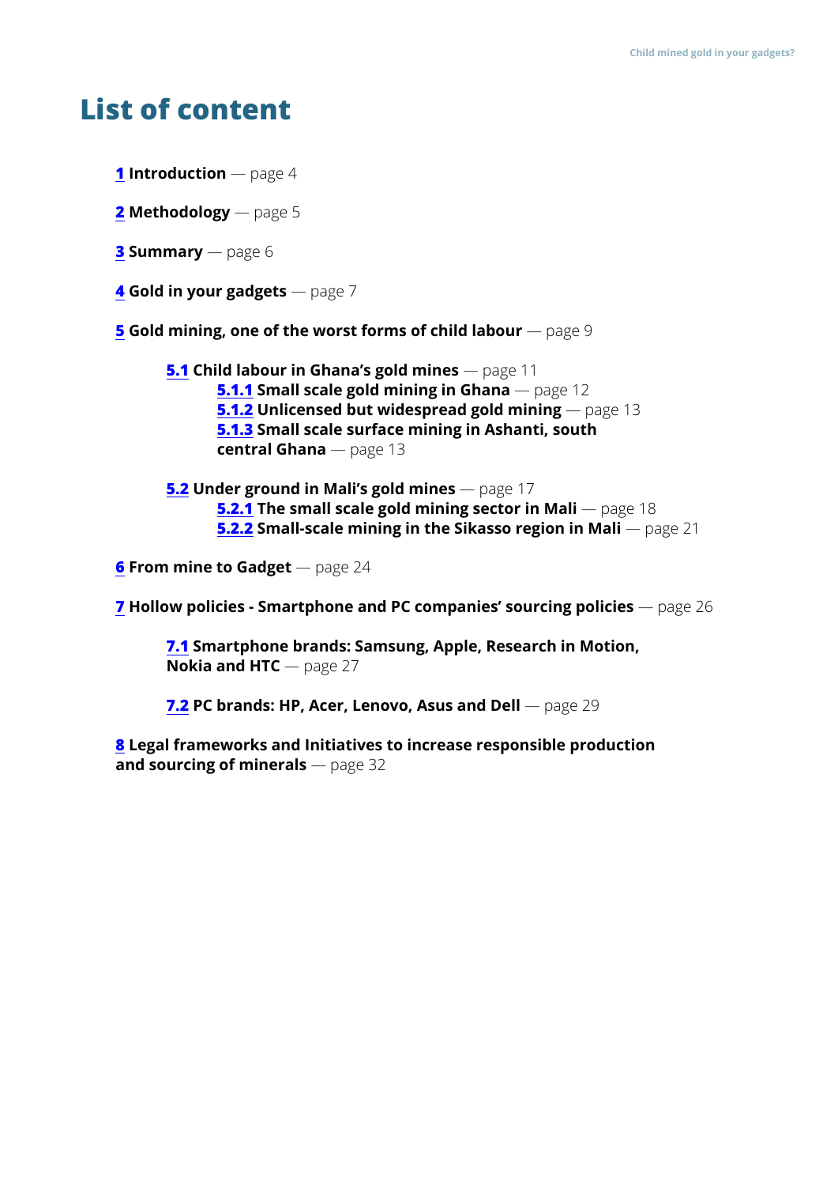# List of content

**1 Introduction** — page 4

**2 Methodology** — page 5

**3 Summary** — page 6

**4 Gold in your gadgets** — page 7

**5 Gold mining, one of the worst forms of child labour** — page 9

- **5.1 Child labour in Ghana's gold mines** — page 11
  - **5.1.1 Small scale gold mining in Ghana** — page 12
  - **5.1.2 Unlicensed but widespread gold mining** — page 13
  - **5.1.3 Small scale surface mining in Ashanti, south central Ghana** — page 13
- **5.2 Under ground in Mali's gold mines** — page 17
  - **5.2.1 The small scale gold mining sector in Mali** — page 18
  - **5.2.2 Small-scale mining in the Sikasso region in Mali** — page 21

**6 From mine to Gadget** — page 24

**7 Hollow policies - Smartphone and PC companies' sourcing policies** — page 26

- **7.1 Smartphone brands: Samsung, Apple, Research in Motion, Nokia and HTC** — page 27
- **7.2 PC brands: HP, Acer, Lenovo, Asus and Dell** — page 29

**8 Legal frameworks and Initiatives to increase responsible production and sourcing of minerals** — page 32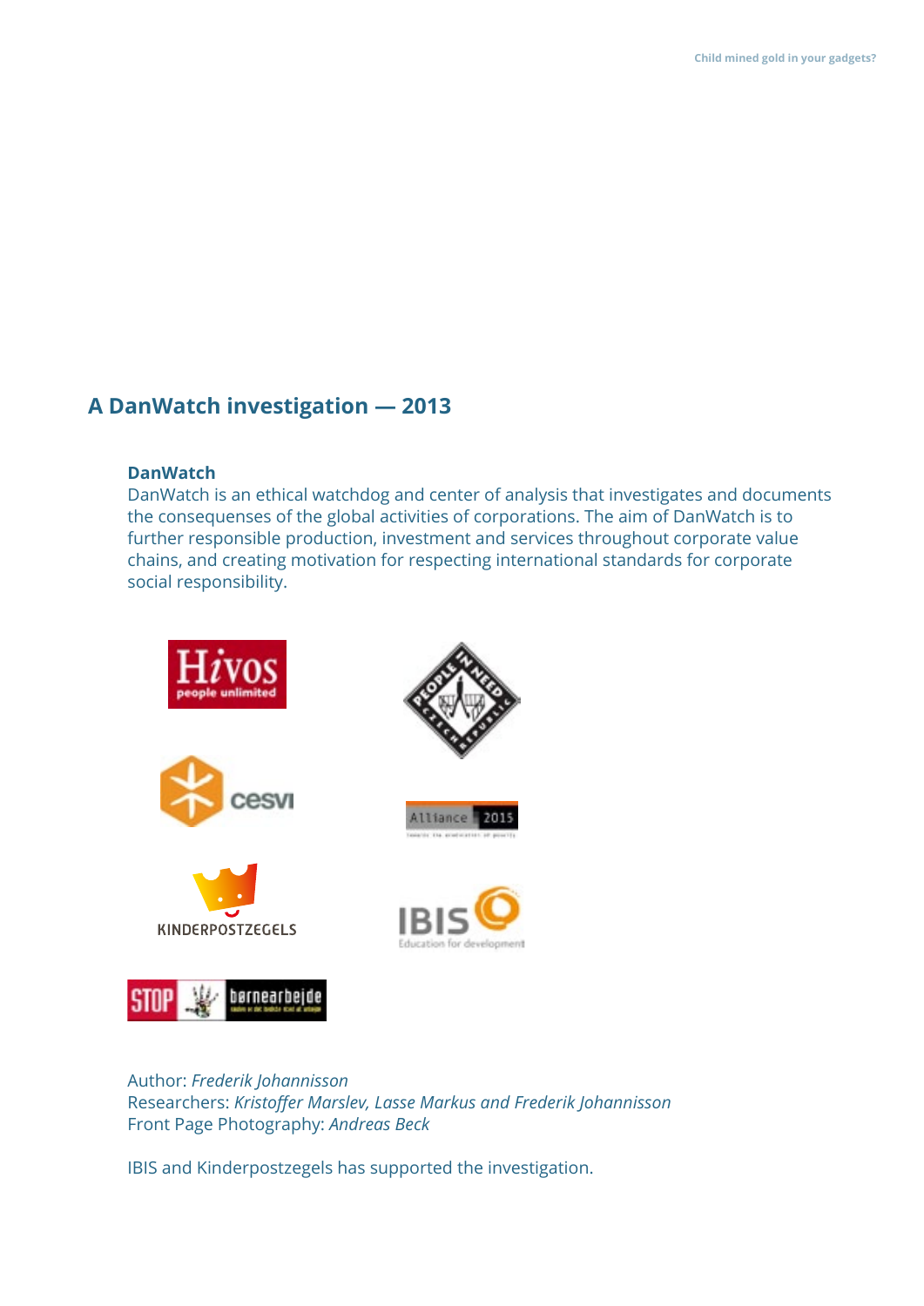## A DanWatch investigation — 2013

**DanWatch**
DanWatch is an ethical watchdog and center of analysis that investigates and documents the consequenses of the global activities of corporations. The aim of DanWatch is to further responsible production, investment and services throughout corporate value chains, and creating motivation for respecting international standards for corporate social responsibility.

Author: *Frederik Johannisson*
Researchers: *Kristoffer Marslev, Lasse Markus and Frederik Johannisson*
Front Page Photography: *Andreas Beck*

IBIS and Kinderpostzegels has supported the investigation.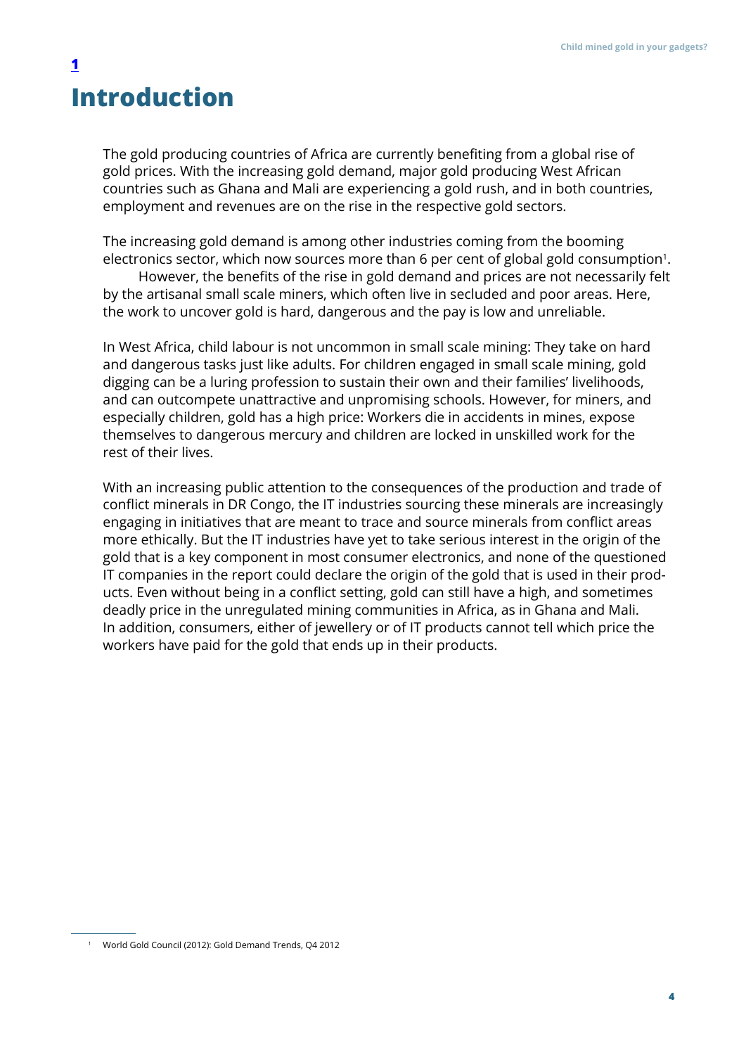# 1 Introduction

The gold producing countries of Africa are currently benefiting from a global rise of gold prices. With the increasing gold demand, major gold producing West African countries such as Ghana and Mali are experiencing a gold rush, and in both countries, employment and revenues are on the rise in the respective gold sectors.

The increasing gold demand is among other industries coming from the booming electronics sector, which now sources more than 6 per cent of global gold consumption[1].

However, the benefits of the rise in gold demand and prices are not necessarily felt by the artisanal small scale miners, which often live in secluded and poor areas. Here, the work to uncover gold is hard, dangerous and the pay is low and unreliable.

In West Africa, child labour is not uncommon in small scale mining: They take on hard and dangerous tasks just like adults. For children engaged in small scale mining, gold digging can be a luring profession to sustain their own and their families' livelihoods, and can outcompete unattractive and unpromising schools. However, for miners, and especially children, gold has a high price: Workers die in accidents in mines, expose themselves to dangerous mercury and children are locked in unskilled work for the rest of their lives.

With an increasing public attention to the consequences of the production and trade of conflict minerals in DR Congo, the IT industries sourcing these minerals are increasingly engaging in initiatives that are meant to trace and source minerals from conflict areas more ethically. But the IT industries have yet to take serious interest in the origin of the gold that is a key component in most consumer electronics, and none of the questioned IT companies in the report could declare the origin of the gold that is used in their products. Even without being in a conflict setting, gold can still have a high, and sometimes deadly price in the unregulated mining communities in Africa, as in Ghana and Mali. In addition, consumers, either of jewellery or of IT products cannot tell which price the workers have paid for the gold that ends up in their products.

[1] World Gold Council (2012): Gold Demand Trends, Q4 2012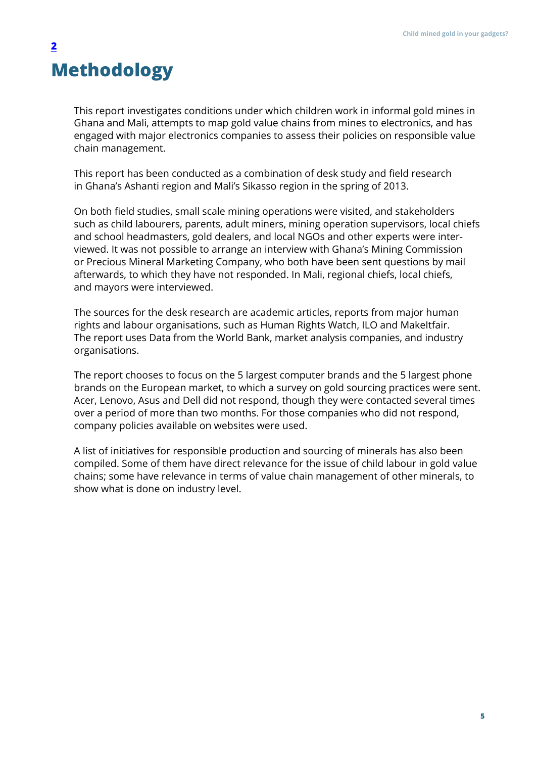# 2

# Methodology

This report investigates conditions under which children work in informal gold mines in Ghana and Mali, attempts to map gold value chains from mines to electronics, and has engaged with major electronics companies to assess their policies on responsible value chain management.

This report has been conducted as a combination of desk study and field research in Ghana's Ashanti region and Mali's Sikasso region in the spring of 2013.

On both field studies, small scale mining operations were visited, and stakeholders such as child labourers, parents, adult miners, mining operation supervisors, local chiefs and school headmasters, gold dealers, and local NGOs and other experts were interviewed. It was not possible to arrange an interview with Ghana's Mining Commission or Precious Mineral Marketing Company, who both have been sent questions by mail afterwards, to which they have not responded. In Mali, regional chiefs, local chiefs, and mayors were interviewed.

The sources for the desk research are academic articles, reports from major human rights and labour organisations, such as Human Rights Watch, ILO and MakeItfair. The report uses Data from the World Bank, market analysis companies, and industry organisations.

The report chooses to focus on the 5 largest computer brands and the 5 largest phone brands on the European market, to which a survey on gold sourcing practices were sent. Acer, Lenovo, Asus and Dell did not respond, though they were contacted several times over a period of more than two months. For those companies who did not respond, company policies available on websites were used.

A list of initiatives for responsible production and sourcing of minerals has also been compiled. Some of them have direct relevance for the issue of child labour in gold value chains; some have relevance in terms of value chain management of other minerals, to show what is done on industry level.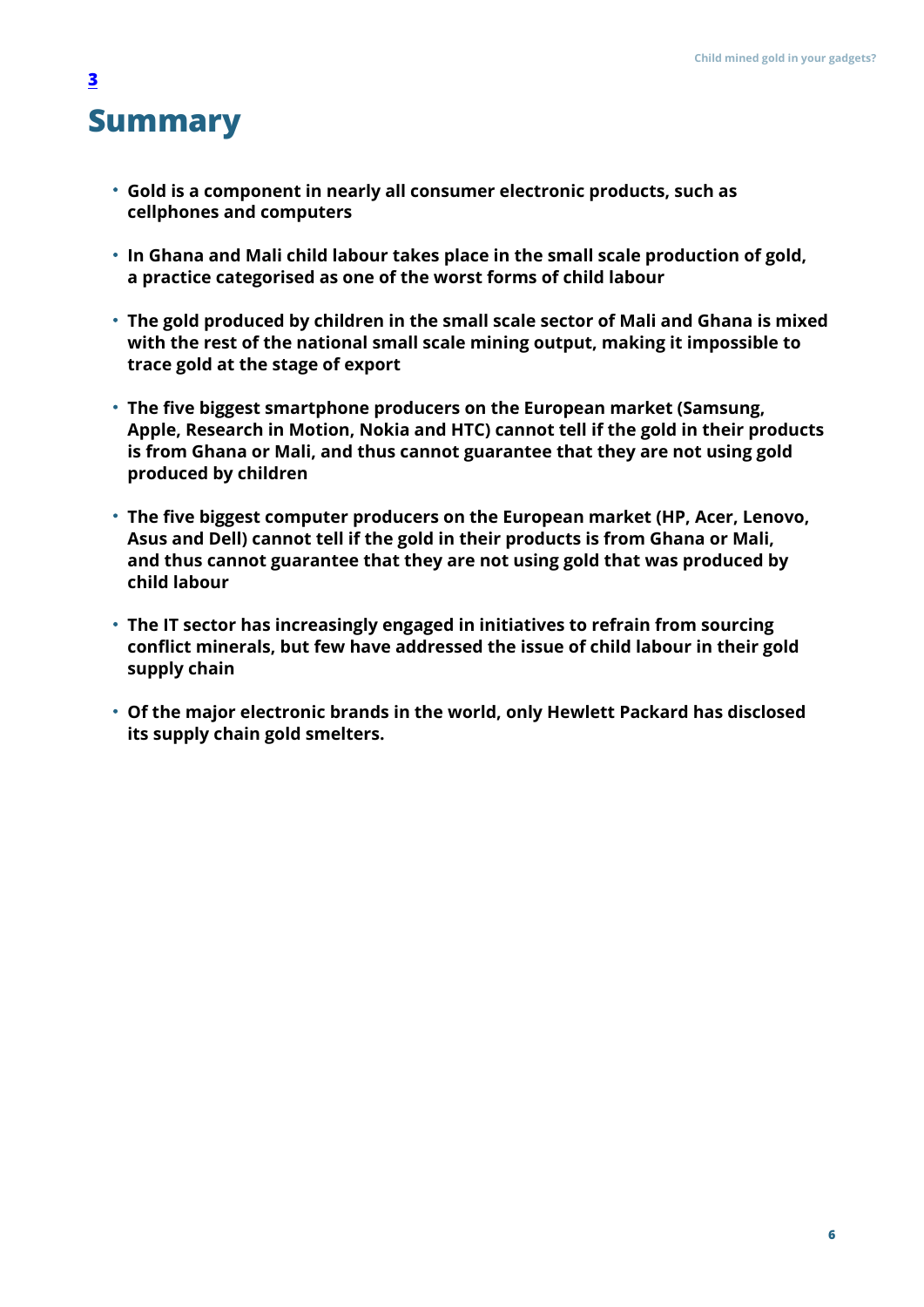# 3 Summary

- **Gold is a component in nearly all consumer electronic products, such as cellphones and computers**
- **In Ghana and Mali child labour takes place in the small scale production of gold, a practice categorised as one of the worst forms of child labour**
- **The gold produced by children in the small scale sector of Mali and Ghana is mixed with the rest of the national small scale mining output, making it impossible to trace gold at the stage of export**
- **The five biggest smartphone producers on the European market (Samsung, Apple, Research in Motion, Nokia and HTC) cannot tell if the gold in their products is from Ghana or Mali, and thus cannot guarantee that they are not using gold produced by children**
- **The five biggest computer producers on the European market (HP, Acer, Lenovo, Asus and Dell) cannot tell if the gold in their products is from Ghana or Mali, and thus cannot guarantee that they are not using gold that was produced by child labour**
- **The IT sector has increasingly engaged in initiatives to refrain from sourcing conflict minerals, but few have addressed the issue of child labour in their gold supply chain**
- **Of the major electronic brands in the world, only Hewlett Packard has disclosed its supply chain gold smelters.**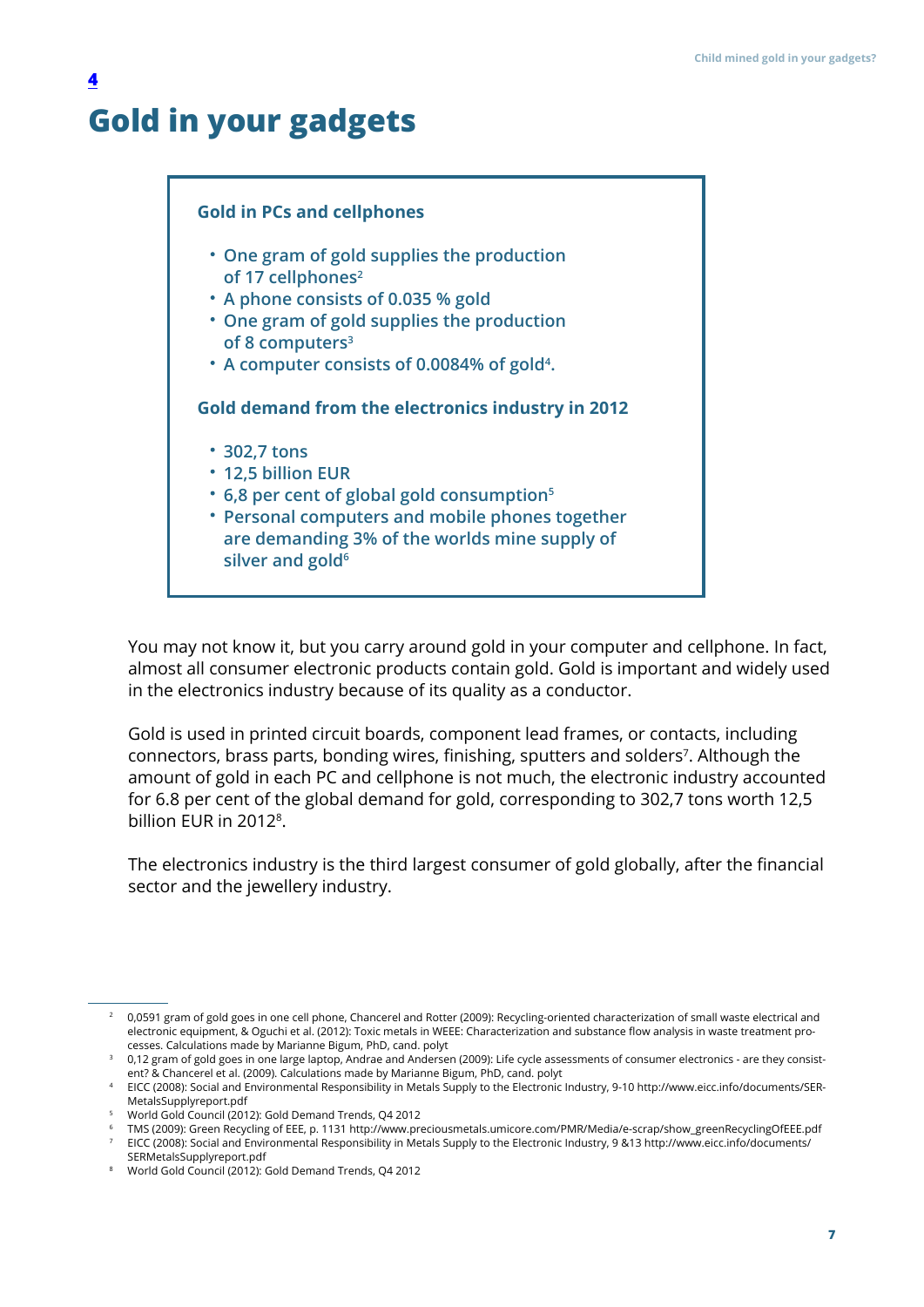# 4

# Gold in your gadgets

**Gold in PCs and cellphones**

- One gram of gold supplies the production of 17 cellphones[2]
- A phone consists of 0.035 % gold
- One gram of gold supplies the production of 8 computers[3]
- A computer consists of 0.0084% of gold[4].

**Gold demand from the electronics industry in 2012**

- 302,7 tons
- 12,5 billion EUR
- 6,8 per cent of global gold consumption[5]
- Personal computers and mobile phones together are demanding 3% of the worlds mine supply of silver and gold[6]

You may not know it, but you carry around gold in your computer and cellphone. In fact, almost all consumer electronic products contain gold. Gold is important and widely used in the electronics industry because of its quality as a conductor.

Gold is used in printed circuit boards, component lead frames, or contacts, including connectors, brass parts, bonding wires, finishing, sputters and solders[7]. Although the amount of gold in each PC and cellphone is not much, the electronic industry accounted for 6.8 per cent of the global demand for gold, corresponding to 302,7 tons worth 12,5 billion EUR in 2012[8].

The electronics industry is the third largest consumer of gold globally, after the financial sector and the jewellery industry.

---

[2] 0,0591 gram of gold goes in one cell phone, Chancerel and Rotter (2009): Recycling-oriented characterization of small waste electrical and electronic equipment, & Oguchi et al. (2012): Toxic metals in WEEE: Characterization and substance flow analysis in waste treatment processes. Calculations made by Marianne Bigum, PhD, cand. polyt

[3] 0,12 gram of gold goes in one large laptop, Andrae and Andersen (2009): Life cycle assessments of consumer electronics - are they consistent? & Chancerel et al. (2009). Calculations made by Marianne Bigum, PhD, cand. polyt

[4] EICC (2008): Social and Environmental Responsibility in Metals Supply to the Electronic Industry, 9-10 http://www.eicc.info/documents/SERMetalsSupplyreport.pdf

[5] World Gold Council (2012): Gold Demand Trends, Q4 2012

[6] TMS (2009): Green Recycling of EEE, p. 1131 http://www.preciousmetals.umicore.com/PMR/Media/e-scrap/show_greenRecyclingOfEEE.pdf

[7] EICC (2008): Social and Environmental Responsibility in Metals Supply to the Electronic Industry, 9 &13 http://www.eicc.info/documents/SERMetalsSupplyreport.pdf

[8] World Gold Council (2012): Gold Demand Trends, Q4 2012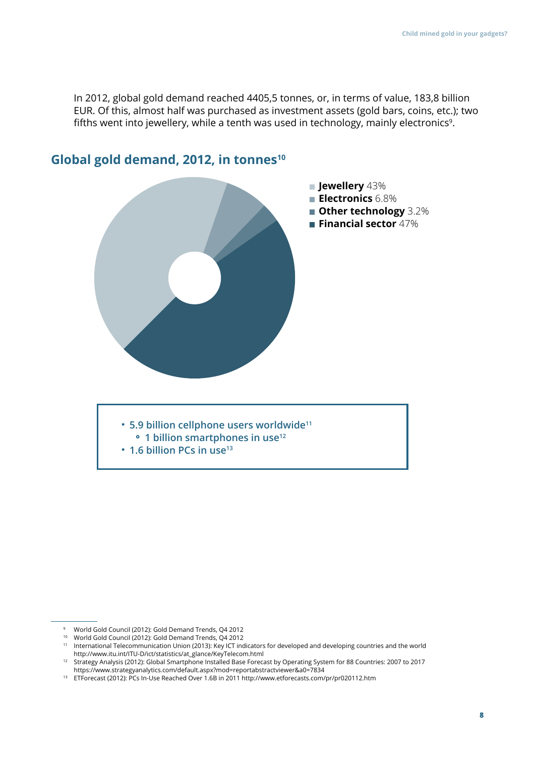In 2012, global gold demand reached 4405,5 tonnes, or, in terms of value, 183,8 billion EUR. Of this, almost half was purchased as investment assets (gold bars, coins, etc.); two fifths went into jewellery, while a tenth was used in technology, mainly electronics[9].

## Global gold demand, 2012, in tonnes[10]

- **Jewellery** 43%
- **Electronics** 6.8%
- **Other technology** 3.2%
- **Financial sector** 47%

- **5.9 billion cellphone users worldwide[11]**
  - **1 billion smartphones in use[12]**
- **1.6 billion PCs in use[13]**

---

[9] World Gold Council (2012): Gold Demand Trends, Q4 2012

[10] World Gold Council (2012): Gold Demand Trends, Q4 2012

[11] International Telecommunication Union (2013): Key ICT indicators for developed and developing countries and the world http://www.itu.int/ITU-D/ict/statistics/at_glance/KeyTelecom.html

[12] Strategy Analysis (2012): Global Smartphone Installed Base Forecast by Operating System for 88 Countries: 2007 to 2017 https://www.strategyanalytics.com/default.aspx?mod=reportabstractviewer&a0=7834

[13] ETForecast (2012): PCs In-Use Reached Over 1.6B in 2011 http://www.etforecasts.com/pr/pr020112.htm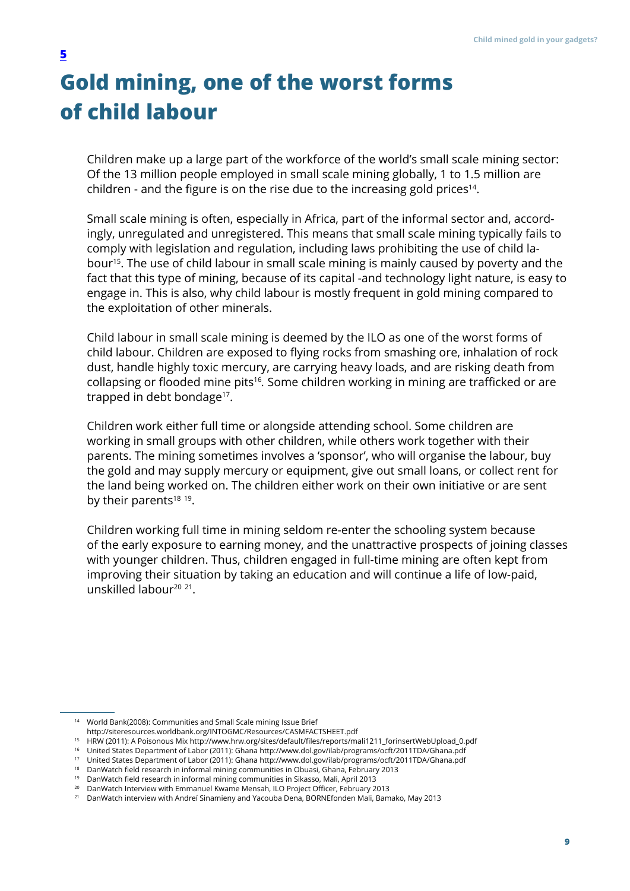**5**

# Gold mining, one of the worst forms of child labour

Children make up a large part of the workforce of the world's small scale mining sector: Of the 13 million people employed in small scale mining globally, 1 to 1.5 million are children - and the figure is on the rise due to the increasing gold prices[14].

Small scale mining is often, especially in Africa, part of the informal sector and, accordingly, unregulated and unregistered. This means that small scale mining typically fails to comply with legislation and regulation, including laws prohibiting the use of child labour[15]. The use of child labour in small scale mining is mainly caused by poverty and the fact that this type of mining, because of its capital -and technology light nature, is easy to engage in. This is also, why child labour is mostly frequent in gold mining compared to the exploitation of other minerals.

Child labour in small scale mining is deemed by the ILO as one of the worst forms of child labour. Children are exposed to flying rocks from smashing ore, inhalation of rock dust, handle highly toxic mercury, are carrying heavy loads, and are risking death from collapsing or flooded mine pits[16]. Some children working in mining are trafficked or are trapped in debt bondage[17].

Children work either full time or alongside attending school. Some children are working in small groups with other children, while others work together with their parents. The mining sometimes involves a 'sponsor', who will organise the labour, buy the gold and may supply mercury or equipment, give out small loans, or collect rent for the land being worked on. The children either work on their own initiative or are sent by their parents[18] [19].

Children working full time in mining seldom re-enter the schooling system because of the early exposure to earning money, and the unattractive prospects of joining classes with younger children. Thus, children engaged in full-time mining are often kept from improving their situation by taking an education and will continue a life of low-paid, unskilled labour[20] [21].

---

[14] World Bank(2008): Communities and Small Scale mining Issue Brief http://siteresources.worldbank.org/INTOGMC/Resources/CASMFACTSHEET.pdf

[15] HRW (2011): A Poisonous Mix http://www.hrw.org/sites/default/files/reports/mali1211_forinsertWebUpload_0.pdf

[16] United States Department of Labor (2011): Ghana http://www.dol.gov/ilab/programs/ocft/2011TDA/Ghana.pdf

[17] United States Department of Labor (2011): Ghana http://www.dol.gov/ilab/programs/ocft/2011TDA/Ghana.pdf

[18] DanWatch field research in informal mining communities in Obuasi, Ghana, February 2013

[19] DanWatch field research in informal mining communities in Sikasso, Mali, April 2013

[20] DanWatch Interview with Emmanuel Kwame Mensah, ILO Project Officer, February 2013

[21] DanWatch interview with Andreí Sinamieny and Yacouba Dena, BORNEfonden Mali, Bamako, May 2013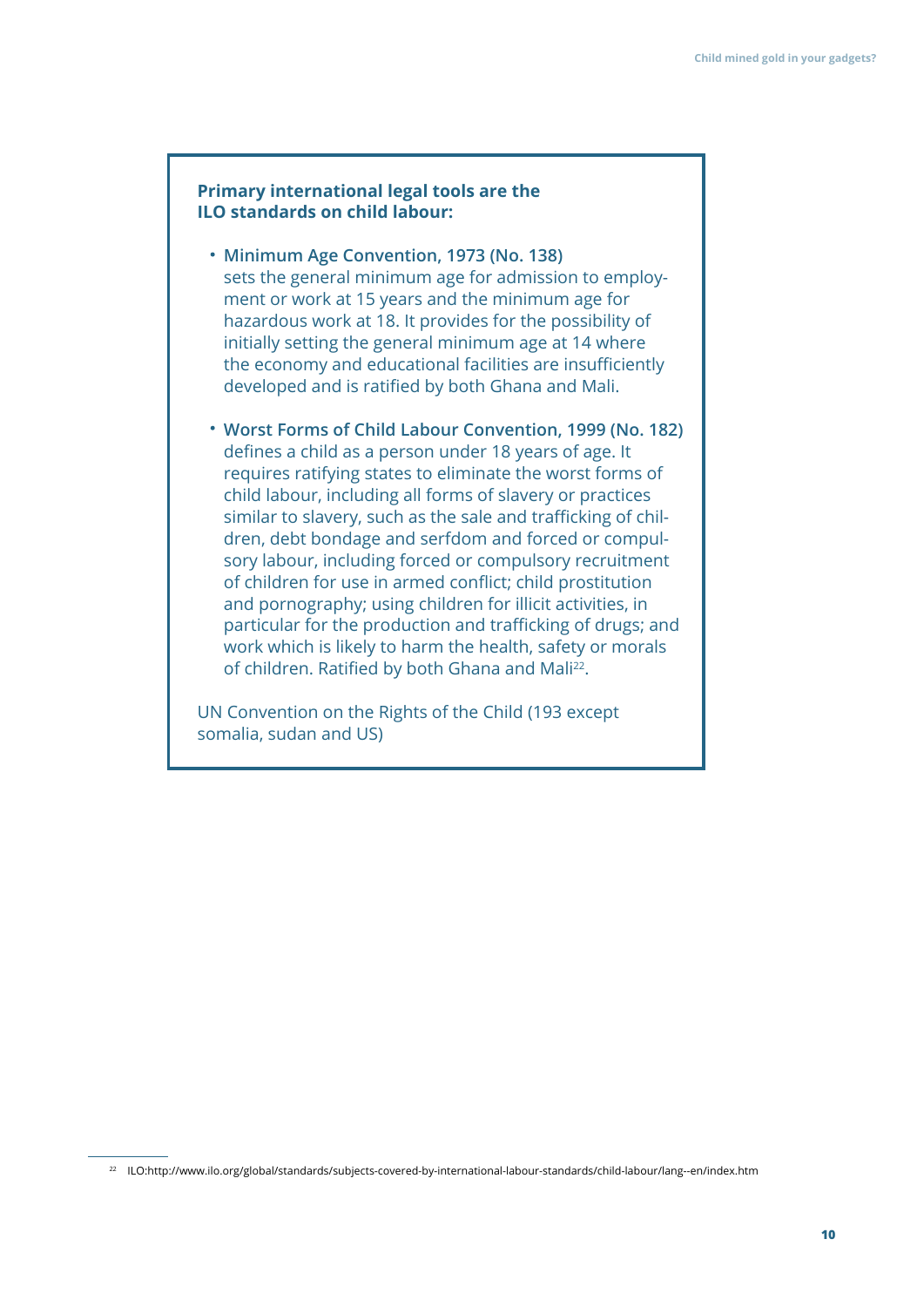**Primary international legal tools are the ILO standards on child labour:**

- **Minimum Age Convention, 1973 (No. 138)** sets the general minimum age for admission to employment or work at 15 years and the minimum age for hazardous work at 18. It provides for the possibility of initially setting the general minimum age at 14 where the economy and educational facilities are insufficiently developed and is ratified by both Ghana and Mali.

- **Worst Forms of Child Labour Convention, 1999 (No. 182)** defines a child as a person under 18 years of age. It requires ratifying states to eliminate the worst forms of child labour, including all forms of slavery or practices similar to slavery, such as the sale and trafficking of children, debt bondage and serfdom and forced or compulsory labour, including forced or compulsory recruitment of children for use in armed conflict; child prostitution and pornography; using children for illicit activities, in particular for the production and trafficking of drugs; and work which is likely to harm the health, safety or morals of children. Ratified by both Ghana and Mali[22].

UN Convention on the Rights of the Child (193 except somalia, sudan and US)

[22] ILO:http://www.ilo.org/global/standards/subjects-covered-by-international-labour-standards/child-labour/lang--en/index.htm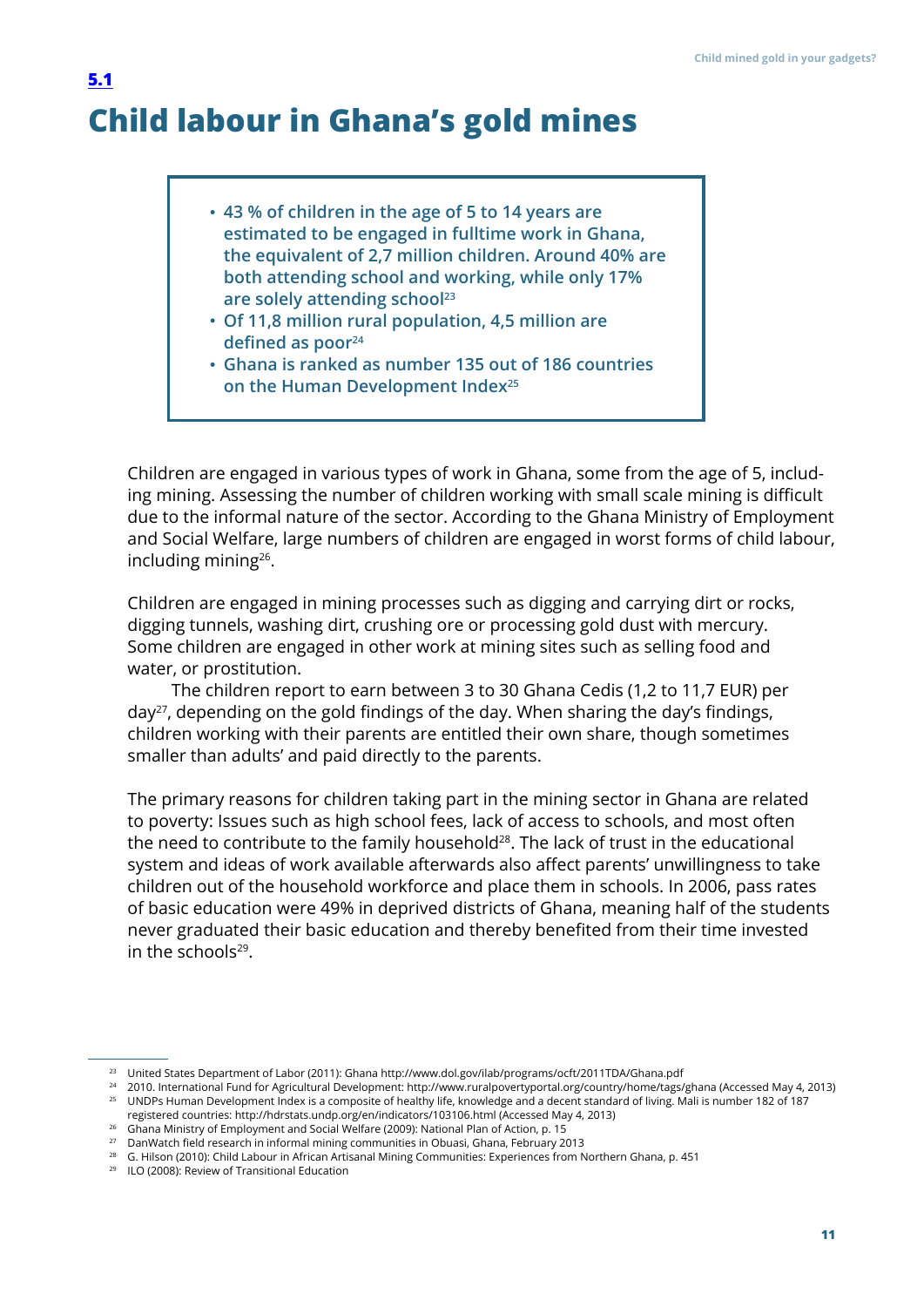## 5.1

# Child labour in Ghana's gold mines

- **43 % of children in the age of 5 to 14 years are estimated to be engaged in fulltime work in Ghana, the equivalent of 2,7 million children. Around 40% are both attending school and working, while only 17% are solely attending school[23]**
- **Of 11,8 million rural population, 4,5 million are defined as poor[24]**
- **Ghana is ranked as number 135 out of 186 countries on the Human Development Index[25]**

Children are engaged in various types of work in Ghana, some from the age of 5, including mining. Assessing the number of children working with small scale mining is difficult due to the informal nature of the sector. According to the Ghana Ministry of Employment and Social Welfare, large numbers of children are engaged in worst forms of child labour, including mining[26].

Children are engaged in mining processes such as digging and carrying dirt or rocks, digging tunnels, washing dirt, crushing ore or processing gold dust with mercury. Some children are engaged in other work at mining sites such as selling food and water, or prostitution.

The children report to earn between 3 to 30 Ghana Cedis (1,2 to 11,7 EUR) per day[27], depending on the gold findings of the day. When sharing the day's findings, children working with their parents are entitled their own share, though sometimes smaller than adults' and paid directly to the parents.

The primary reasons for children taking part in the mining sector in Ghana are related to poverty: Issues such as high school fees, lack of access to schools, and most often the need to contribute to the family household[28]. The lack of trust in the educational system and ideas of work available afterwards also affect parents' unwillingness to take children out of the household workforce and place them in schools. In 2006, pass rates of basic education were 49% in deprived districts of Ghana, meaning half of the students never graduated their basic education and thereby benefited from their time invested in the schools[29].

---

[23] United States Department of Labor (2011): Ghana http://www.dol.gov/ilab/programs/ocft/2011TDA/Ghana.pdf

[24] 2010. International Fund for Agricultural Development: http://www.ruralpovertyportal.org/country/home/tags/ghana (Accessed May 4, 2013)

[25] UNDPs Human Development Index is a composite of healthy life, knowledge and a decent standard of living. Mali is number 182 of 187 registered countries: http://hdrstats.undp.org/en/indicators/103106.html (Accessed May 4, 2013)

[26] Ghana Ministry of Employment and Social Welfare (2009): National Plan of Action, p. 15

[27] DanWatch field research in informal mining communities in Obuasi, Ghana, February 2013

[28] G. Hilson (2010): Child Labour in African Artisanal Mining Communities: Experiences from Northern Ghana, p. 451

[29] ILO (2008): Review of Transitional Education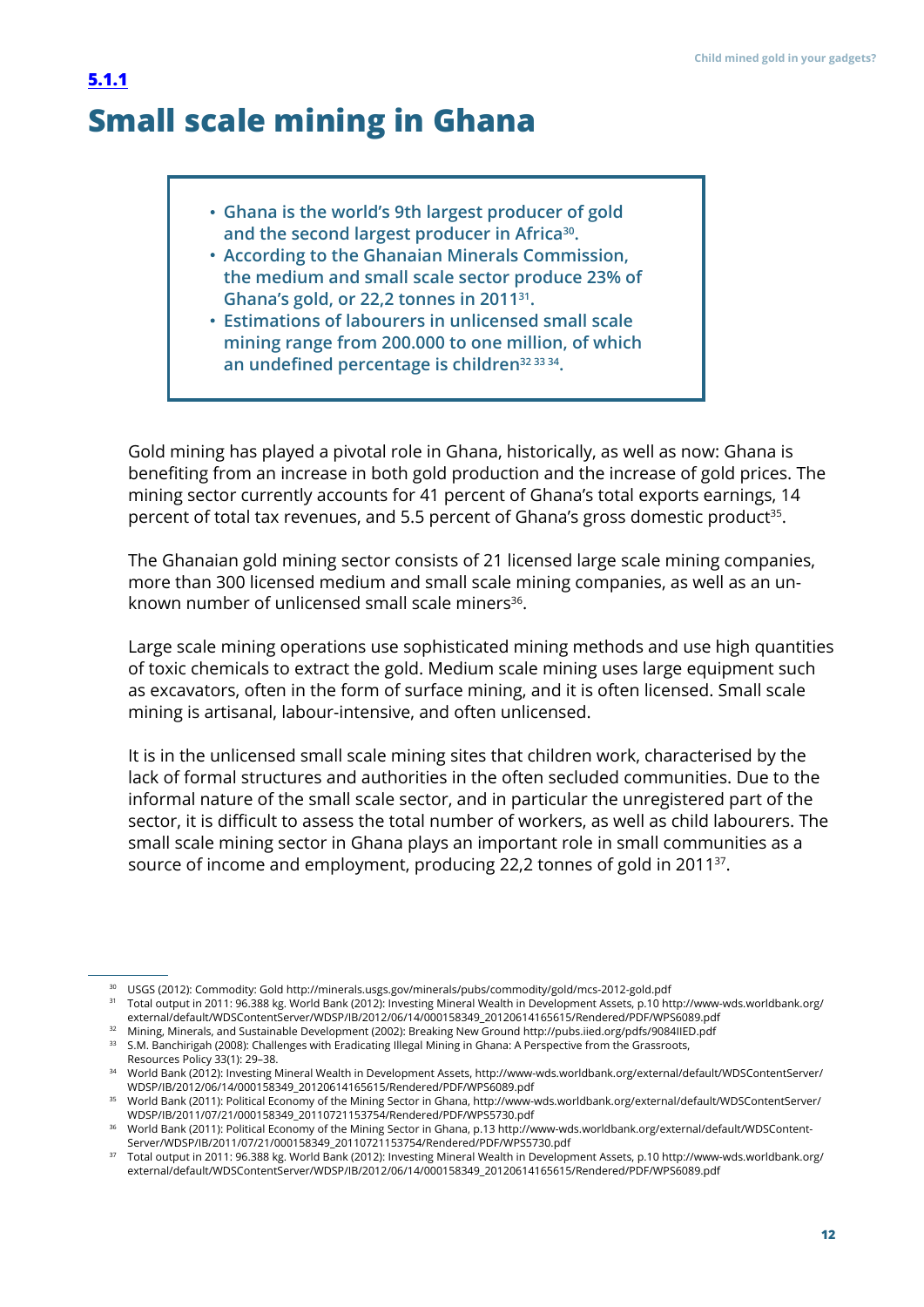## 5.1.1

# Small scale mining in Ghana

- Ghana is the world's 9th largest producer of gold and the second largest producer in Africa[30].
- According to the Ghanaian Minerals Commission, the medium and small scale sector produce 23% of Ghana's gold, or 22,2 tonnes in 2011[31].
- Estimations of labourers in unlicensed small scale mining range from 200.000 to one million, of which an undefined percentage is children[32 33 34].

Gold mining has played a pivotal role in Ghana, historically, as well as now: Ghana is benefiting from an increase in both gold production and the increase of gold prices. The mining sector currently accounts for 41 percent of Ghana's total exports earnings, 14 percent of total tax revenues, and 5.5 percent of Ghana's gross domestic product[35].

The Ghanaian gold mining sector consists of 21 licensed large scale mining companies, more than 300 licensed medium and small scale mining companies, as well as an unknown number of unlicensed small scale miners[36].

Large scale mining operations use sophisticated mining methods and use high quantities of toxic chemicals to extract the gold. Medium scale mining uses large equipment such as excavators, often in the form of surface mining, and it is often licensed. Small scale mining is artisanal, labour-intensive, and often unlicensed.

It is in the unlicensed small scale mining sites that children work, characterised by the lack of formal structures and authorities in the often secluded communities. Due to the informal nature of the small scale sector, and in particular the unregistered part of the sector, it is difficult to assess the total number of workers, as well as child labourers. The small scale mining sector in Ghana plays an important role in small communities as a source of income and employment, producing 22,2 tonnes of gold in 2011[37].

---

[30] USGS (2012): Commodity: Gold http://minerals.usgs.gov/minerals/pubs/commodity/gold/mcs-2012-gold.pdf

[31] Total output in 2011: 96.388 kg. World Bank (2012): Investing Mineral Wealth in Development Assets, p.10 http://www-wds.worldbank.org/external/default/WDSContentServer/WDSP/IB/2012/06/14/000158349_20120614165615/Rendered/PDF/WPS6089.pdf

[32] Mining, Minerals, and Sustainable Development (2002): Breaking New Ground http://pubs.iied.org/pdfs/9084IIED.pdf

[33] S.M. Banchirigah (2008): Challenges with Eradicating Illegal Mining in Ghana: A Perspective from the Grassroots, Resources Policy 33(1): 29–38.

[34] World Bank (2012): Investing Mineral Wealth in Development Assets, http://www-wds.worldbank.org/external/default/WDSContentServer/WDSP/IB/2012/06/14/000158349_20120614165615/Rendered/PDF/WPS6089.pdf

[35] World Bank (2011): Political Economy of the Mining Sector in Ghana, http://www-wds.worldbank.org/external/default/WDSContentServer/WDSP/IB/2011/07/21/000158349_20110721153754/Rendered/PDF/WPS5730.pdf

[36] World Bank (2011): Political Economy of the Mining Sector in Ghana, p.13 http://www-wds.worldbank.org/external/default/WDSContentServer/WDSP/IB/2011/07/21/000158349_20110721153754/Rendered/PDF/WPS5730.pdf

[37] Total output in 2011: 96.388 kg. World Bank (2012): Investing Mineral Wealth in Development Assets, p.10 http://www-wds.worldbank.org/external/default/WDSContentServer/WDSP/IB/2012/06/14/000158349_20120614165615/Rendered/PDF/WPS6089.pdf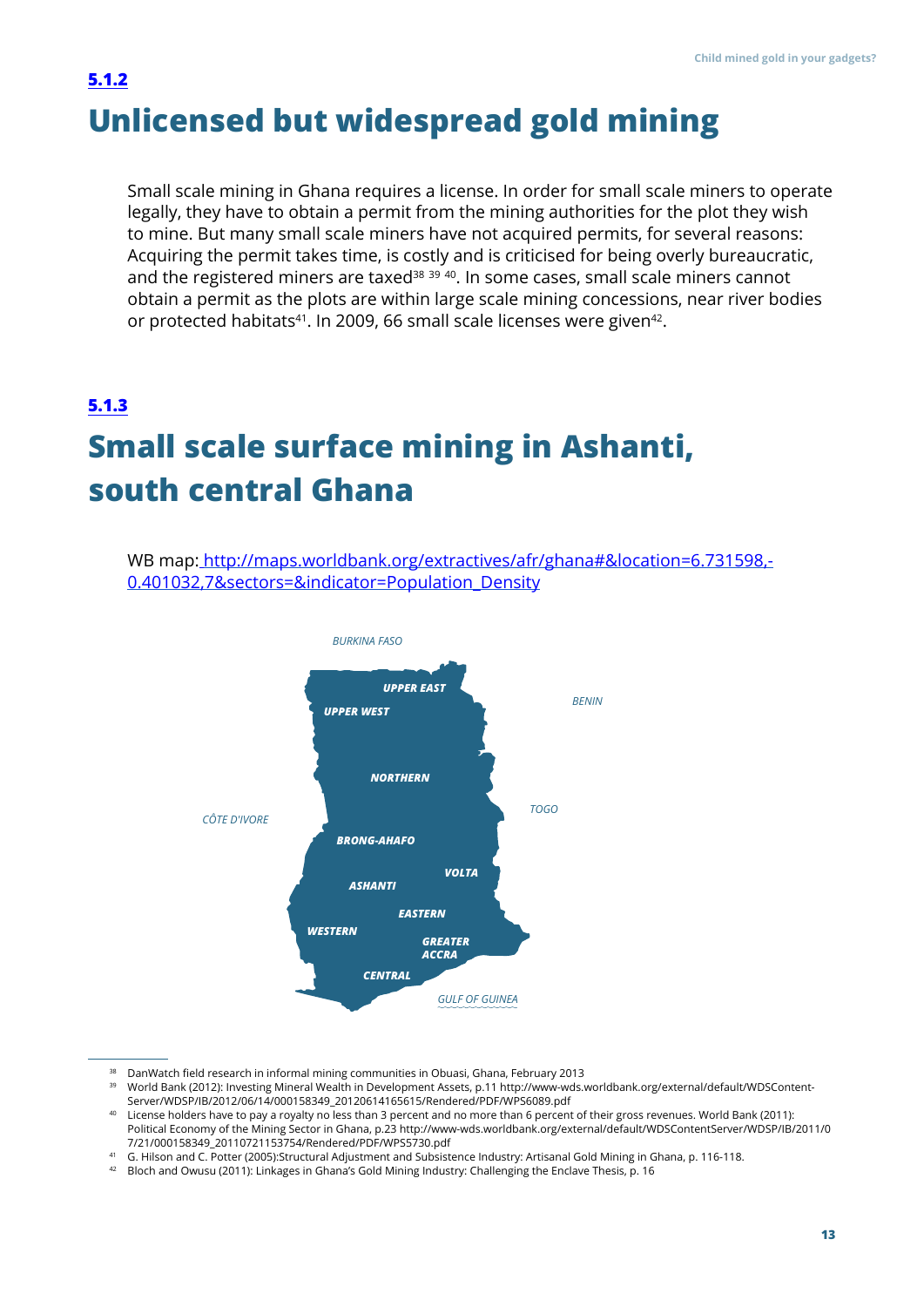## 5.1.2

# Unlicensed but widespread gold mining

Small scale mining in Ghana requires a license. In order for small scale miners to operate legally, they have to obtain a permit from the mining authorities for the plot they wish to mine. But many small scale miners have not acquired permits, for several reasons: Acquiring the permit takes time, is costly and is criticised for being overly bureaucratic, and the registered miners are taxed[38] [39] [40]. In some cases, small scale miners cannot obtain a permit as the plots are within large scale mining concessions, near river bodies or protected habitats[41]. In 2009, 66 small scale licenses were given[42].

## 5.1.3

# Small scale surface mining in Ashanti, south central Ghana

WB map: http://maps.worldbank.org/extractives/afr/ghana#&location=6.731598,-0.401032,7&sectors=&indicator=Population_Density

BURKINA FASO

UPPER EAST

UPPER WEST

BENIN

NORTHERN

CÔTE D'IVORE

TOGO

BRONG-AHAFO

VOLTA

ASHANTI

EASTERN

WESTERN

GREATER ACCRA

CENTRAL

GULF OF GUINEA

---

[38] DanWatch field research in informal mining communities in Obuasi, Ghana, February 2013

[39] World Bank (2012): Investing Mineral Wealth in Development Assets, p.11 http://www-wds.worldbank.org/external/default/WDSContent-Server/WDSP/IB/2012/06/14/000158349_20120614165615/Rendered/PDF/WPS6089.pdf

[40] License holders have to pay a royalty no less than 3 percent and no more than 6 percent of their gross revenues. World Bank (2011): Political Economy of the Mining Sector in Ghana, p.23 http://www-wds.worldbank.org/external/default/WDSContentServer/WDSP/IB/2011/07/21/000158349_20110721153754/Rendered/PDF/WPS5730.pdf

[41] G. Hilson and C. Potter (2005):Structural Adjustment and Subsistence Industry: Artisanal Gold Mining in Ghana, p. 116-118.

[42] Bloch and Owusu (2011): Linkages in Ghana's Gold Mining Industry: Challenging the Enclave Thesis, p. 16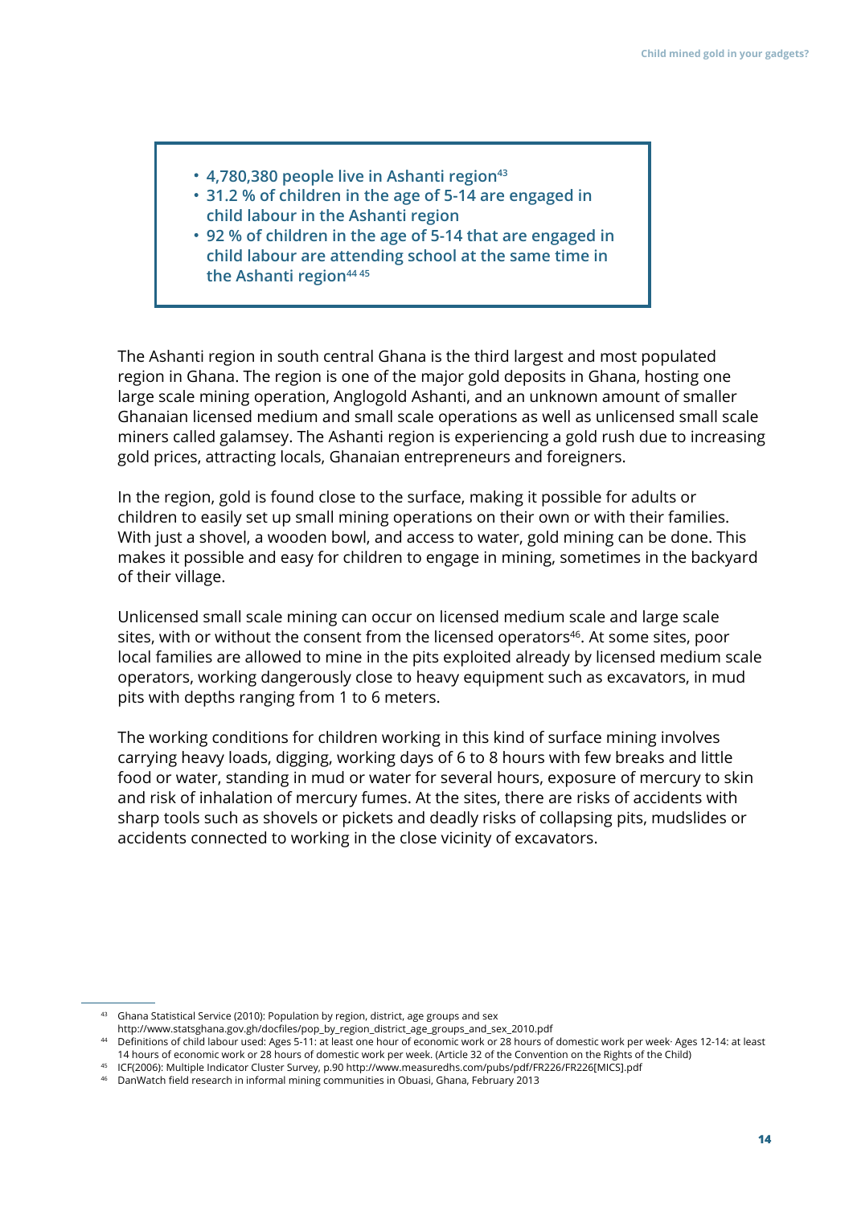- **4,780,380 people live in Ashanti region[43]**
- **31.2 % of children in the age of 5-14 are engaged in child labour in the Ashanti region**
- **92 % of children in the age of 5-14 that are engaged in child labour are attending school at the same time in the Ashanti region[44 45]**

The Ashanti region in south central Ghana is the third largest and most populated region in Ghana. The region is one of the major gold deposits in Ghana, hosting one large scale mining operation, Anglogold Ashanti, and an unknown amount of smaller Ghanaian licensed medium and small scale operations as well as unlicensed small scale miners called galamsey. The Ashanti region is experiencing a gold rush due to increasing gold prices, attracting locals, Ghanaian entrepreneurs and foreigners.

In the region, gold is found close to the surface, making it possible for adults or children to easily set up small mining operations on their own or with their families. With just a shovel, a wooden bowl, and access to water, gold mining can be done. This makes it possible and easy for children to engage in mining, sometimes in the backyard of their village.

Unlicensed small scale mining can occur on licensed medium scale and large scale sites, with or without the consent from the licensed operators[46]. At some sites, poor local families are allowed to mine in the pits exploited already by licensed medium scale operators, working dangerously close to heavy equipment such as excavators, in mud pits with depths ranging from 1 to 6 meters.

The working conditions for children working in this kind of surface mining involves carrying heavy loads, digging, working days of 6 to 8 hours with few breaks and little food or water, standing in mud or water for several hours, exposure of mercury to skin and risk of inhalation of mercury fumes. At the sites, there are risks of accidents with sharp tools such as shovels or pickets and deadly risks of collapsing pits, mudslides or accidents connected to working in the close vicinity of excavators.

---

[43] Ghana Statistical Service (2010): Population by region, district, age groups and sex http://www.statsghana.gov.gh/docfiles/pop_by_region_district_age_groups_and_sex_2010.pdf

[44] Definitions of child labour used: Ages 5-11: at least one hour of economic work or 28 hours of domestic work per week· Ages 12-14: at least 14 hours of economic work or 28 hours of domestic work per week. (Article 32 of the Convention on the Rights of the Child)

[45] ICF(2006): Multiple Indicator Cluster Survey, p.90 http://www.measuredhs.com/pubs/pdf/FR226/FR226[MICS].pdf

[46] DanWatch field research in informal mining communities in Obuasi, Ghana, February 2013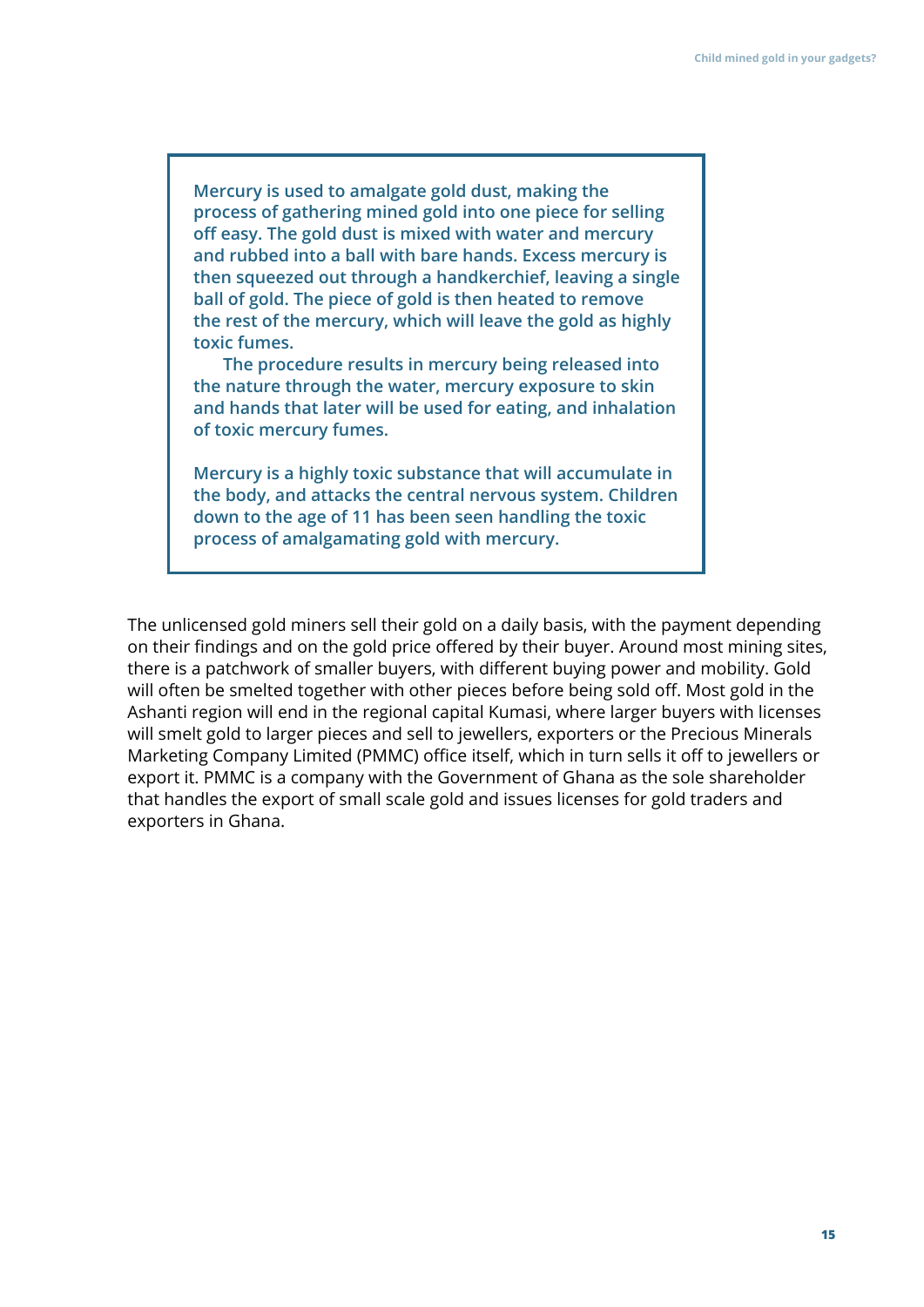> **Mercury is used to amalgate gold dust, making the process of gathering mined gold into one piece for selling off easy. The gold dust is mixed with water and mercury and rubbed into a ball with bare hands. Excess mercury is then squeezed out through a handkerchief, leaving a single ball of gold. The piece of gold is then heated to remove the rest of the mercury, which will leave the gold as highly toxic fumes.**
>
> **The procedure results in mercury being released into the nature through the water, mercury exposure to skin and hands that later will be used for eating, and inhalation of toxic mercury fumes.**
>
> **Mercury is a highly toxic substance that will accumulate in the body, and attacks the central nervous system. Children down to the age of 11 has been seen handling the toxic process of amalgamating gold with mercury.**

The unlicensed gold miners sell their gold on a daily basis, with the payment depending on their findings and on the gold price offered by their buyer. Around most mining sites, there is a patchwork of smaller buyers, with different buying power and mobility. Gold will often be smelted together with other pieces before being sold off. Most gold in the Ashanti region will end in the regional capital Kumasi, where larger buyers with licenses will smelt gold to larger pieces and sell to jewellers, exporters or the Precious Minerals Marketing Company Limited (PMMC) office itself, which in turn sells it off to jewellers or export it. PMMC is a company with the Government of Ghana as the sole shareholder that handles the export of small scale gold and issues licenses for gold traders and exporters in Ghana.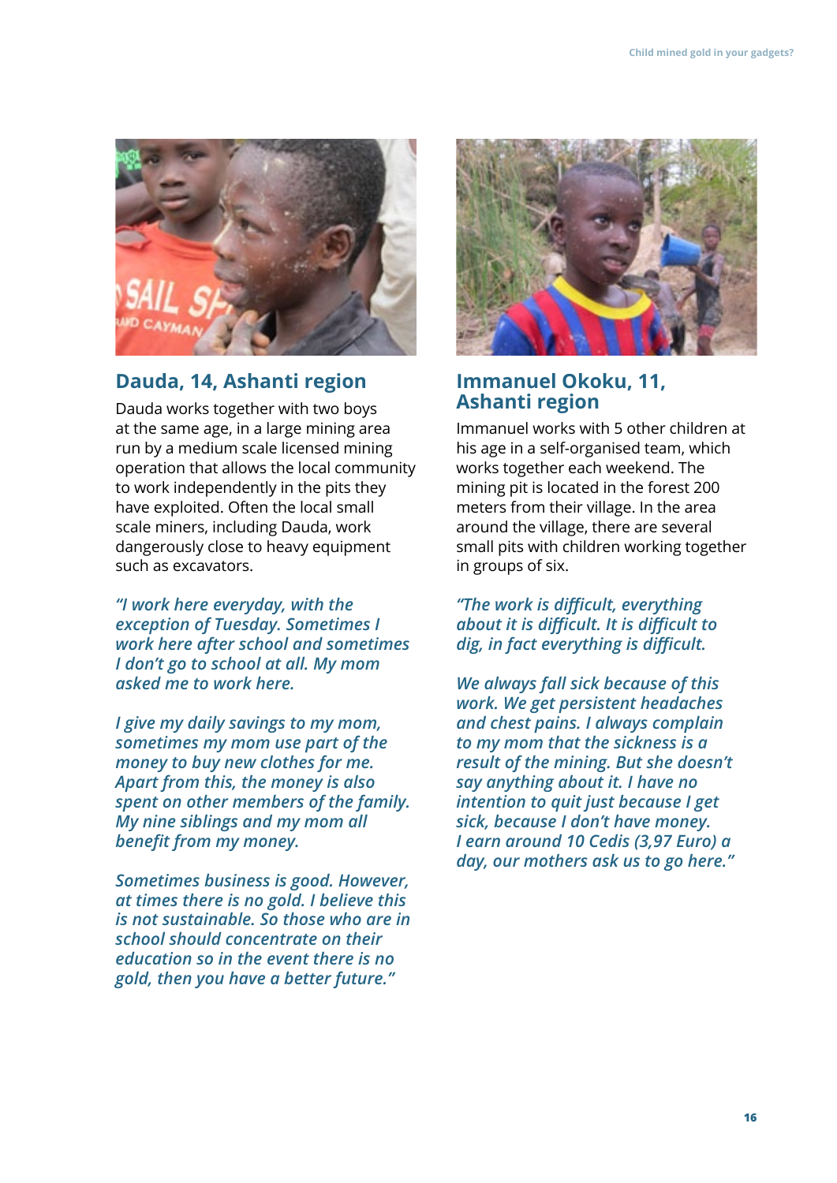## Dauda, 14, Ashanti region

Dauda works together with two boys at the same age, in a large mining area run by a medium scale licensed mining operation that allows the local community to work independently in the pits they have exploited. Often the local small scale miners, including Dauda, work dangerously close to heavy equipment such as excavators.

*"I work here everyday, with the exception of Tuesday. Sometimes I work here after school and sometimes I don't go to school at all. My mom asked me to work here.*

*I give my daily savings to my mom, sometimes my mom use part of the money to buy new clothes for me. Apart from this, the money is also spent on other members of the family. My nine siblings and my mom all benefit from my money.*

*Sometimes business is good. However, at times there is no gold. I believe this is not sustainable. So those who are in school should concentrate on their education so in the event there is no gold, then you have a better future."*

## Immanuel Okoku, 11, Ashanti region

Immanuel works with 5 other children at his age in a self-organised team, which works together each weekend. The mining pit is located in the forest 200 meters from their village. In the area around the village, there are several small pits with children working together in groups of six.

*"The work is difficult, everything about it is difficult. It is difficult to dig, in fact everything is difficult.*

*We always fall sick because of this work. We get persistent headaches and chest pains. I always complain to my mom that the sickness is a result of the mining. But she doesn't say anything about it. I have no intention to quit just because I get sick, because I don't have money. I earn around 10 Cedis (3,97 Euro) a day, our mothers ask us to go here."*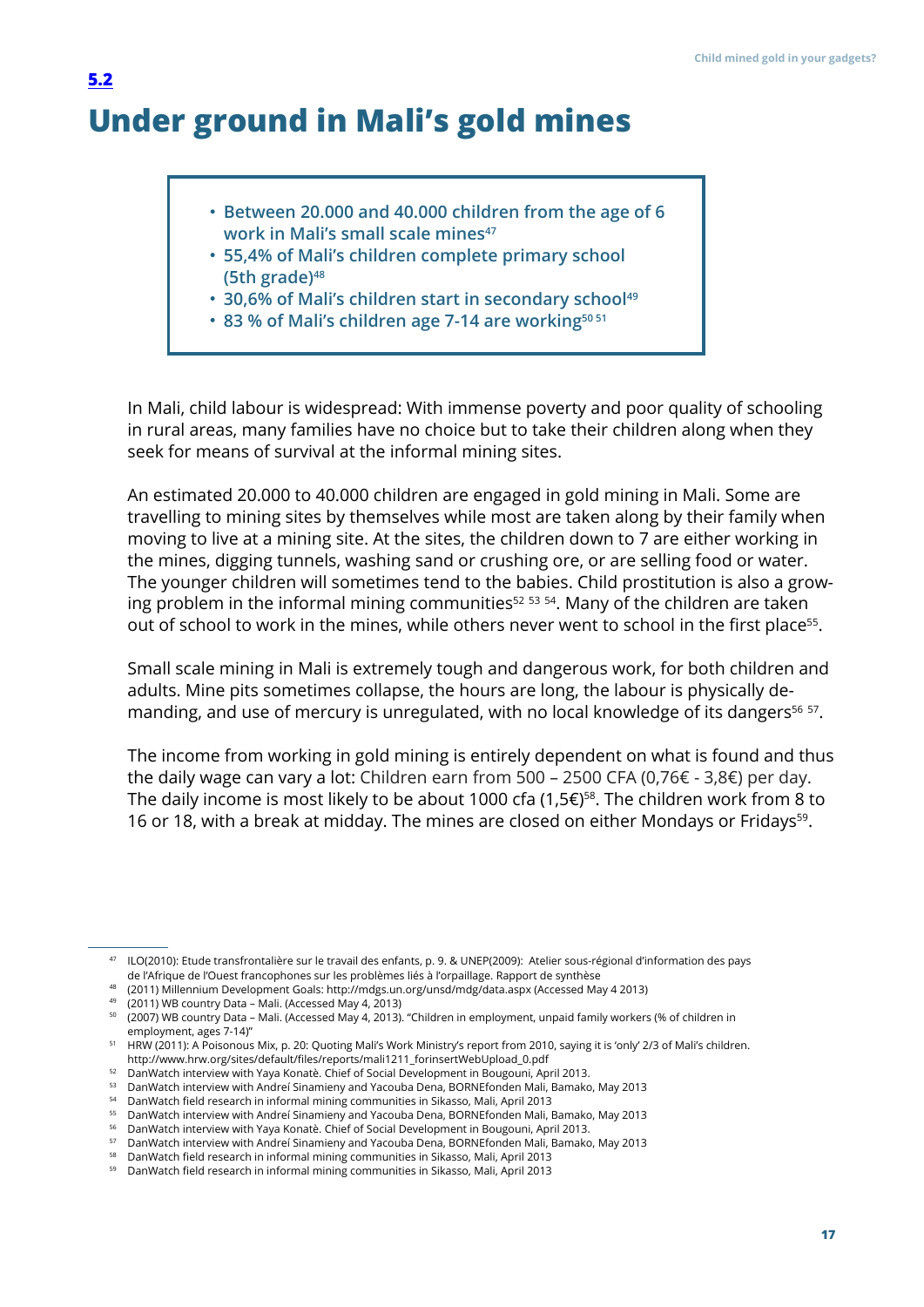## 5.2

# Under ground in Mali's gold mines

- Between 20.000 and 40.000 children from the age of 6 work in Mali's small scale mines[47]
- 55,4% of Mali's children complete primary school (5th grade)[48]
- 30,6% of Mali's children start in secondary school[49]
- 83 % of Mali's children age 7-14 are working[50] [51]

In Mali, child labour is widespread: With immense poverty and poor quality of schooling in rural areas, many families have no choice but to take their children along when they seek for means of survival at the informal mining sites.

An estimated 20.000 to 40.000 children are engaged in gold mining in Mali. Some are travelling to mining sites by themselves while most are taken along by their family when moving to live at a mining site. At the sites, the children down to 7 are either working in the mines, digging tunnels, washing sand or crushing ore, or are selling food or water. The younger children will sometimes tend to the babies. Child prostitution is also a growing problem in the informal mining communities[52] [53] [54]. Many of the children are taken out of school to work in the mines, while others never went to school in the first place[55].

Small scale mining in Mali is extremely tough and dangerous work, for both children and adults. Mine pits sometimes collapse, the hours are long, the labour is physically demanding, and use of mercury is unregulated, with no local knowledge of its dangers[56] [57].

The income from working in gold mining is entirely dependent on what is found and thus the daily wage can vary a lot: Children earn from 500 – 2500 CFA (0,76€ - 3,8€) per day. The daily income is most likely to be about 1000 cfa (1,5€)[58]. The children work from 8 to 16 or 18, with a break at midday. The mines are closed on either Mondays or Fridays[59].

---

[47] ILO(2010): Etude transfrontalière sur le travail des enfants, p. 9. & UNEP(2009): Atelier sous-régional d'information des pays de l'Afrique de l'Ouest francophones sur les problèmes liés à l'orpaillage. Rapport de synthèse

[48] (2011) Millennium Development Goals: http://mdgs.un.org/unsd/mdg/data.aspx (Accessed May 4 2013)

[49] (2011) WB country Data – Mali. (Accessed May 4, 2013)

[50] (2007) WB country Data – Mali. (Accessed May 4, 2013). "Children in employment, unpaid family workers (% of children in employment, ages 7-14)"

[51] HRW (2011): A Poisonous Mix, p. 20: Quoting Mali's Work Ministry's report from 2010, saying it is 'only' 2/3 of Mali's children. http://www.hrw.org/sites/default/files/reports/mali1211_forinsertWebUpload_0.pdf

[52] DanWatch interview with Yaya Konatè. Chief of Social Development in Bougouni, April 2013.

[53] DanWatch interview with Andreí Sinamieny and Yacouba Dena, BORNEfonden Mali, Bamako, May 2013

[54] DanWatch field research in informal mining communities in Sikasso, Mali, April 2013

[55] DanWatch interview with Andreí Sinamieny and Yacouba Dena, BORNEfonden Mali, Bamako, May 2013

[56] DanWatch interview with Yaya Konatè. Chief of Social Development in Bougouni, April 2013.

[57] DanWatch interview with Andreí Sinamieny and Yacouba Dena, BORNEfonden Mali, Bamako, May 2013

[58] DanWatch field research in informal mining communities in Sikasso, Mali, April 2013

[59] DanWatch field research in informal mining communities in Sikasso, Mali, April 2013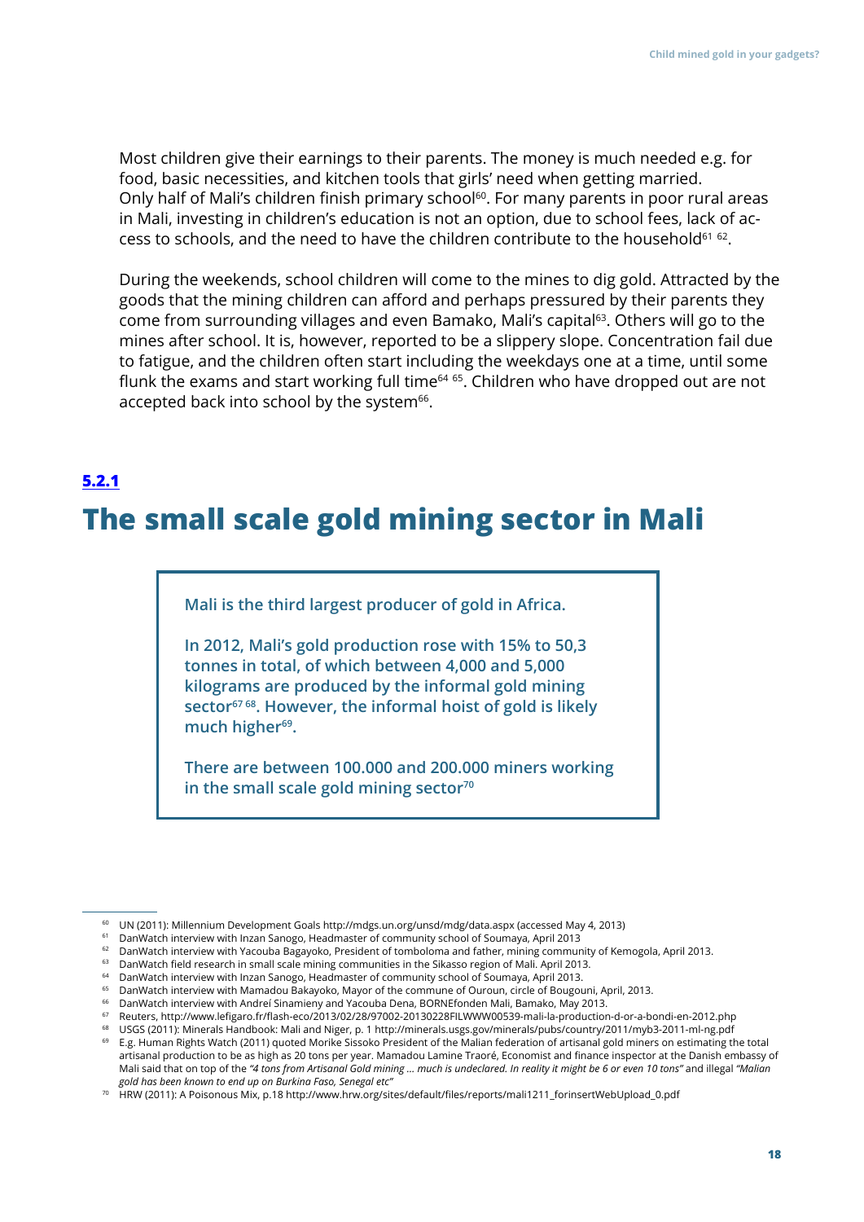Most children give their earnings to their parents. The money is much needed e.g. for food, basic necessities, and kitchen tools that girls' need when getting married. Only half of Mali's children finish primary school[60]. For many parents in poor rural areas in Mali, investing in children's education is not an option, due to school fees, lack of access to schools, and the need to have the children contribute to the household[61 62].

During the weekends, school children will come to the mines to dig gold. Attracted by the goods that the mining children can afford and perhaps pressured by their parents they come from surrounding villages and even Bamako, Mali's capital[63]. Others will go to the mines after school. It is, however, reported to be a slippery slope. Concentration fail due to fatigue, and the children often start including the weekdays one at a time, until some flunk the exams and start working full time[64 65]. Children who have dropped out are not accepted back into school by the system[66].

## 5.2.1

## The small scale gold mining sector in Mali

**Mali is the third largest producer of gold in Africa.**

**In 2012, Mali's gold production rose with 15% to 50,3 tonnes in total, of which between 4,000 and 5,000 kilograms are produced by the informal gold mining sector[67 68]. However, the informal hoist of gold is likely much higher[69].**

**There are between 100.000 and 200.000 miners working in the small scale gold mining sector[70]**

---

[60] UN (2011): Millennium Development Goals http://mdgs.un.org/unsd/mdg/data.aspx (accessed May 4, 2013)

[61] DanWatch interview with Inzan Sanogo, Headmaster of community school of Soumaya, April 2013

[62] DanWatch interview with Yacouba Bagayoko, President of tomboloma and father, mining community of Kemogola, April 2013.

[63] DanWatch field research in small scale mining communities in the Sikasso region of Mali. April 2013.

[64] DanWatch interview with Inzan Sanogo, Headmaster of community school of Soumaya, April 2013.

[65] DanWatch interview with Mamadou Bakayoko, Mayor of the commune of Ouroun, circle of Bougouni, April, 2013.

[66] DanWatch interview with Andreí Sinamieny and Yacouba Dena, BORNEfonden Mali, Bamako, May 2013.

[67] Reuters, http://www.lefigaro.fr/flash-eco/2013/02/28/97002-20130228FILWWW00539-mali-la-production-d-or-a-bondi-en-2012.php

[68] USGS (2011): Minerals Handbook: Mali and Niger, p. 1 http://minerals.usgs.gov/minerals/pubs/country/2011/myb3-2011-ml-ng.pdf

[69] E.g. Human Rights Watch (2011) quoted Morike Sissoko President of the Malian federation of artisanal gold miners on estimating the total artisanal production to be as high as 20 tons per year. Mamadou Lamine Traoré, Economist and finance inspector at the Danish embassy of Mali said that on top of the *"4 tons from Artisanal Gold mining … much is undeclared. In reality it might be 6 or even 10 tons"* and illegal *"Malian gold has been known to end up on Burkina Faso, Senegal etc"*

[70] HRW (2011): A Poisonous Mix, p.18 http://www.hrw.org/sites/default/files/reports/mali1211_forinsertWebUpload_0.pdf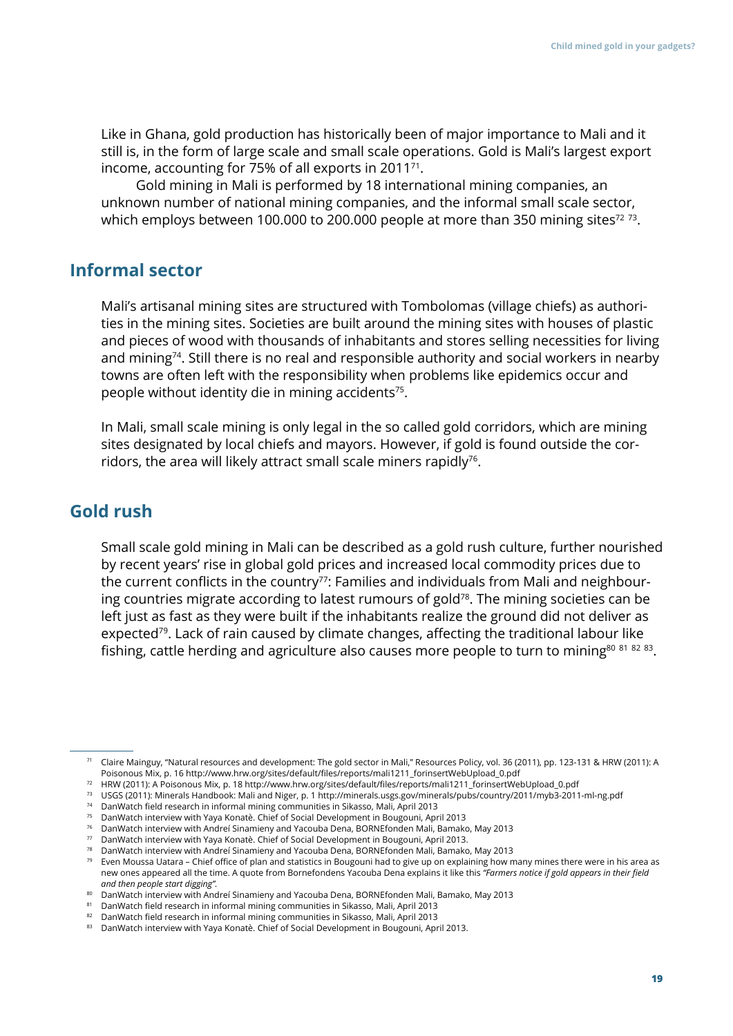Like in Ghana, gold production has historically been of major importance to Mali and it still is, in the form of large scale and small scale operations. Gold is Mali's largest export income, accounting for 75% of all exports in 2011[71].

Gold mining in Mali is performed by 18 international mining companies, an unknown number of national mining companies, and the informal small scale sector, which employs between 100.000 to 200.000 people at more than 350 mining sites[72] [73].

## Informal sector

Mali's artisanal mining sites are structured with Tombolomas (village chiefs) as authorities in the mining sites. Societies are built around the mining sites with houses of plastic and pieces of wood with thousands of inhabitants and stores selling necessities for living and mining[74]. Still there is no real and responsible authority and social workers in nearby towns are often left with the responsibility when problems like epidemics occur and people without identity die in mining accidents[75].

In Mali, small scale mining is only legal in the so called gold corridors, which are mining sites designated by local chiefs and mayors. However, if gold is found outside the corridors, the area will likely attract small scale miners rapidly[76].

## Gold rush

Small scale gold mining in Mali can be described as a gold rush culture, further nourished by recent years' rise in global gold prices and increased local commodity prices due to the current conflicts in the country[77]: Families and individuals from Mali and neighbouring countries migrate according to latest rumours of gold[78]. The mining societies can be left just as fast as they were built if the inhabitants realize the ground did not deliver as expected[79]. Lack of rain caused by climate changes, affecting the traditional labour like fishing, cattle herding and agriculture also causes more people to turn to mining[80] [81] [82] [83].

---

[71] Claire Mainguy, "Natural resources and development: The gold sector in Mali," Resources Policy, vol. 36 (2011), pp. 123-131 & HRW (2011): A Poisonous Mix, p. 16 http://www.hrw.org/sites/default/files/reports/mali1211_forinsertWebUpload_0.pdf

[72] HRW (2011): A Poisonous Mix, p. 18 http://www.hrw.org/sites/default/files/reports/mali1211_forinsertWebUpload_0.pdf

[73] USGS (2011): Minerals Handbook: Mali and Niger, p. 1 http://minerals.usgs.gov/minerals/pubs/country/2011/myb3-2011-ml-ng.pdf

[74] DanWatch field research in informal mining communities in Sikasso, Mali, April 2013

[75] DanWatch interview with Yaya Konatè. Chief of Social Development in Bougouni, April 2013

[76] DanWatch interview with Andreí Sinamieny and Yacouba Dena, BORNEfonden Mali, Bamako, May 2013

[77] DanWatch interview with Yaya Konatè. Chief of Social Development in Bougouni, April 2013.

[78] DanWatch interview with Andreí Sinamieny and Yacouba Dena, BORNEfonden Mali, Bamako, May 2013

[79] Even Moussa Uatara – Chief office of plan and statistics in Bougouni had to give up on explaining how many mines there were in his area as new ones appeared all the time. A quote from Bornefondens Yacouba Dena explains it like this *"Farmers notice if gold appears in their field and then people start digging"*.

[80] DanWatch interview with Andreí Sinamieny and Yacouba Dena, BORNEfonden Mali, Bamako, May 2013

[81] DanWatch field research in informal mining communities in Sikasso, Mali, April 2013

[82] DanWatch field research in informal mining communities in Sikasso, Mali, April 2013

[83] DanWatch interview with Yaya Konatè. Chief of Social Development in Bougouni, April 2013.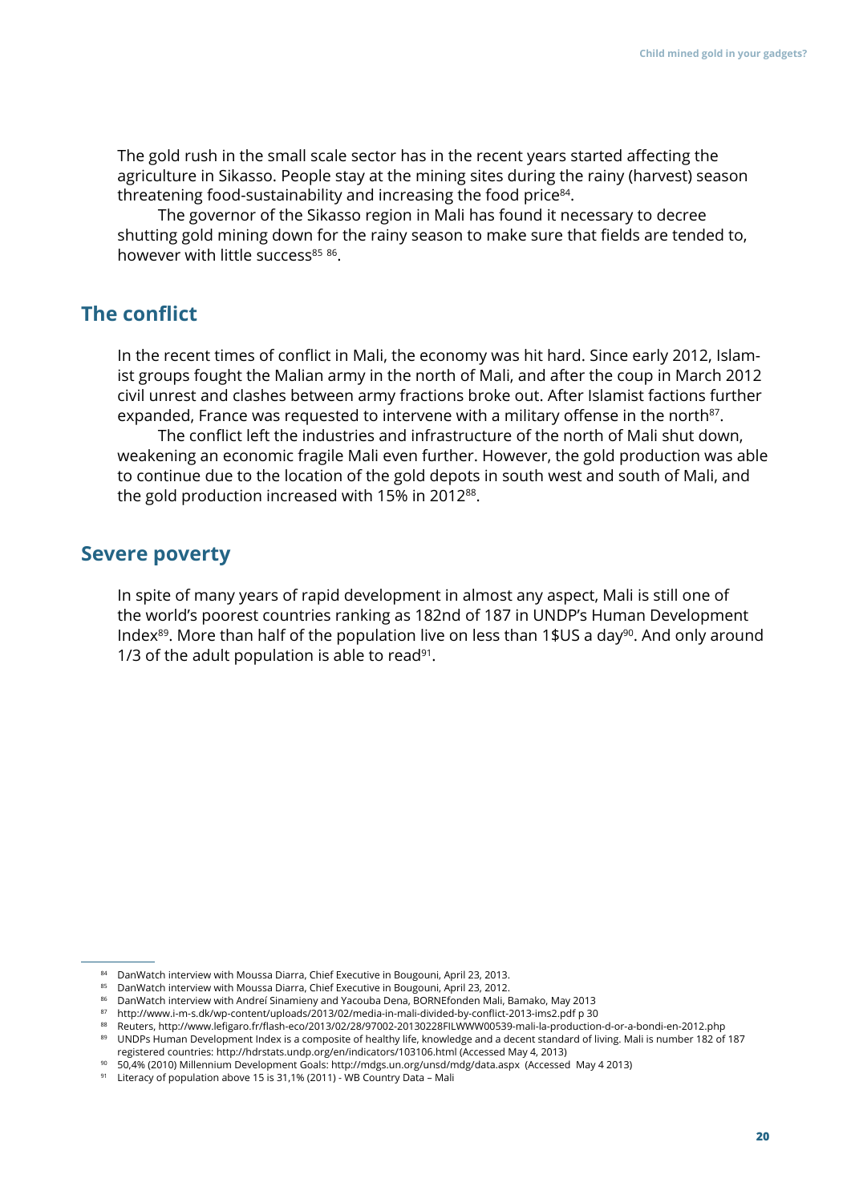The gold rush in the small scale sector has in the recent years started affecting the agriculture in Sikasso. People stay at the mining sites during the rainy (harvest) season threatening food-sustainability and increasing the food price[84].

The governor of the Sikasso region in Mali has found it necessary to decree shutting gold mining down for the rainy season to make sure that fields are tended to, however with little success[85] [86].

## The conflict

In the recent times of conflict in Mali, the economy was hit hard. Since early 2012, Islamist groups fought the Malian army in the north of Mali, and after the coup in March 2012 civil unrest and clashes between army fractions broke out. After Islamist factions further expanded, France was requested to intervene with a military offense in the north[87].

The conflict left the industries and infrastructure of the north of Mali shut down, weakening an economic fragile Mali even further. However, the gold production was able to continue due to the location of the gold depots in south west and south of Mali, and the gold production increased with 15% in 2012[88].

## Severe poverty

In spite of many years of rapid development in almost any aspect, Mali is still one of the world's poorest countries ranking as 182nd of 187 in UNDP's Human Development Index[89]. More than half of the population live on less than 1$US a day[90]. And only around 1/3 of the adult population is able to read[91].

---

[84] DanWatch interview with Moussa Diarra, Chief Executive in Bougouni, April 23, 2013.

[85] DanWatch interview with Moussa Diarra, Chief Executive in Bougouni, April 23, 2012.

[86] DanWatch interview with Andreí Sinamieny and Yacouba Dena, BORNEfonden Mali, Bamako, May 2013

[87] http://www.i-m-s.dk/wp-content/uploads/2013/02/media-in-mali-divided-by-conflict-2013-ims2.pdf p 30

[88] Reuters, http://www.lefigaro.fr/flash-eco/2013/02/28/97002-20130228FILWWW00539-mali-la-production-d-or-a-bondi-en-2012.php

[89] UNDPs Human Development Index is a composite of healthy life, knowledge and a decent standard of living. Mali is number 182 of 187 registered countries: http://hdrstats.undp.org/en/indicators/103106.html (Accessed May 4, 2013)

[90] 50,4% (2010) Millennium Development Goals: http://mdgs.un.org/unsd/mdg/data.aspx (Accessed May 4 2013)

[91] Literacy of population above 15 is 31,1% (2011) - WB Country Data – Mali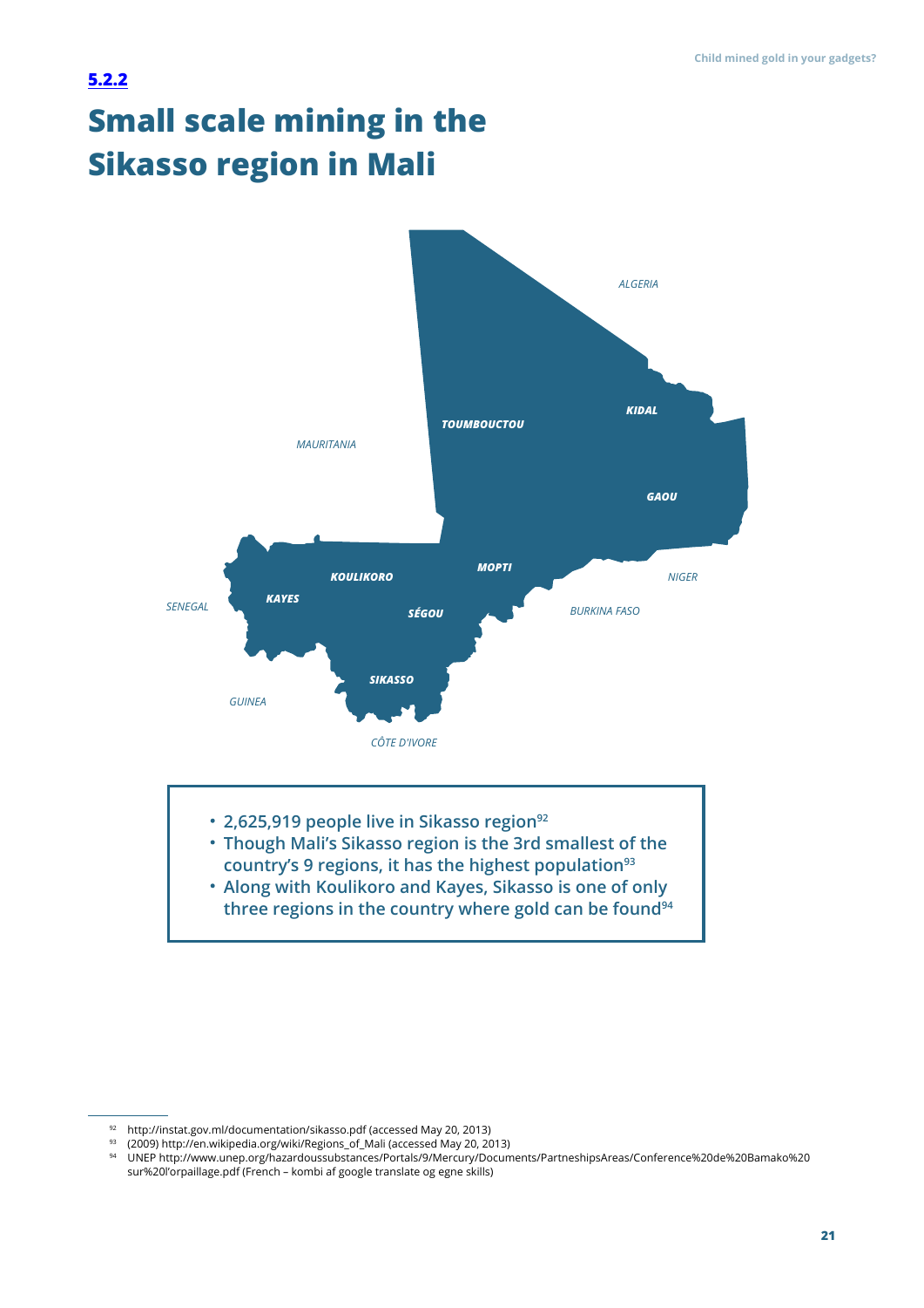**5.2.2**

# Small scale mining in the Sikasso region in Mali

TOUMBOUCTOU, KIDAL, GAOU, MOPTI, KOULIKORO, KAYES, SÉGOU, SIKASSO

ALGERIA, MAURITANIA, SENEGAL, GUINEA, CÔTE D'IVORE, BURKINA FASO, NIGER

- 2,625,919 people live in Sikasso region[92]
- Though Mali's Sikasso region is the 3rd smallest of the country's 9 regions, it has the highest population[93]
- Along with Koulikoro and Kayes, Sikasso is one of only three regions in the country where gold can be found[94]

---

[92] http://instat.gov.ml/documentation/sikasso.pdf (accessed May 20, 2013)

[93] (2009) http://en.wikipedia.org/wiki/Regions_of_Mali (accessed May 20, 2013)

[94] UNEP http://www.unep.org/hazardoussubstances/Portals/9/Mercury/Documents/PartneshipsAreas/Conference%20de%20Bamako%20sur%20l'orpaillage.pdf (French – kombi af google translate og egne skills)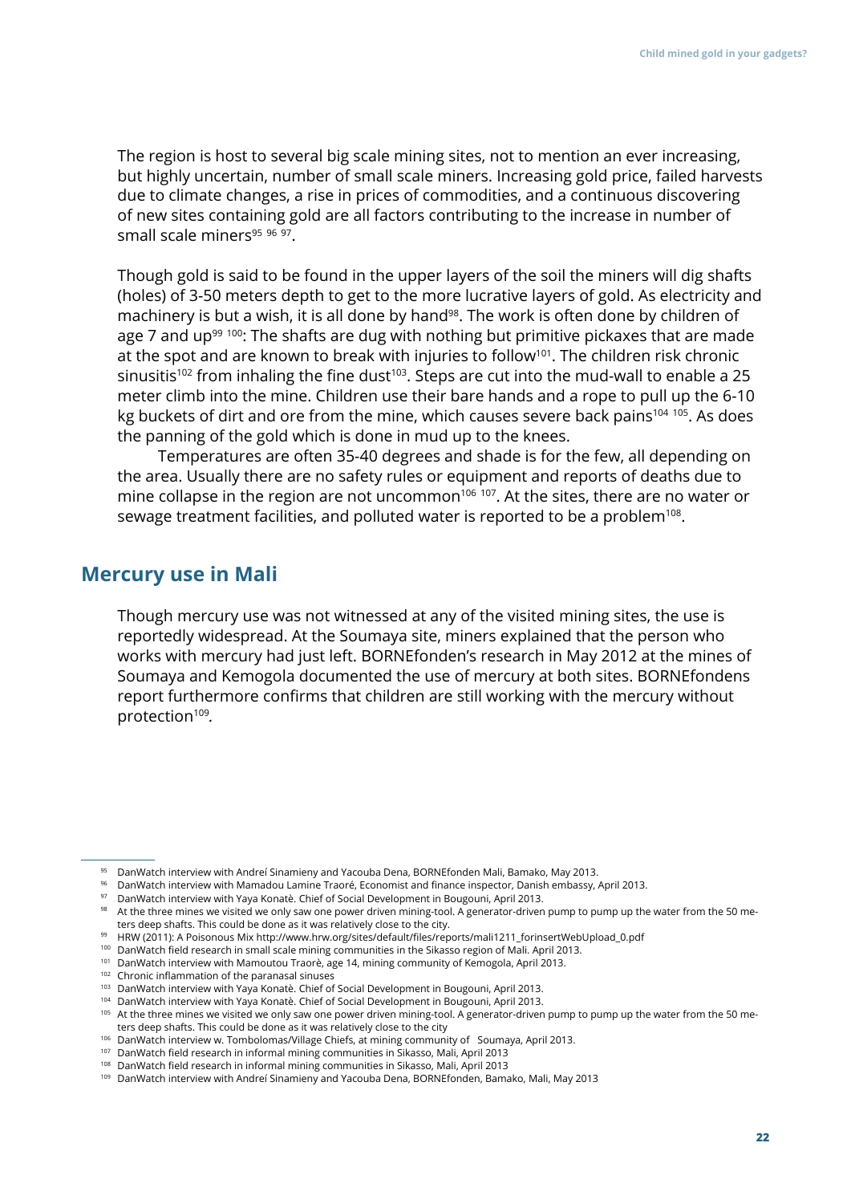The region is host to several big scale mining sites, not to mention an ever increasing, but highly uncertain, number of small scale miners. Increasing gold price, failed harvests due to climate changes, a rise in prices of commodities, and a continuous discovering of new sites containing gold are all factors contributing to the increase in number of small scale miners[95] [96] [97].

Though gold is said to be found in the upper layers of the soil the miners will dig shafts (holes) of 3-50 meters depth to get to the more lucrative layers of gold. As electricity and machinery is but a wish, it is all done by hand[98]. The work is often done by children of age 7 and up[99] [100]: The shafts are dug with nothing but primitive pickaxes that are made at the spot and are known to break with injuries to follow[101]. The children risk chronic sinusitis[102] from inhaling the fine dust[103]. Steps are cut into the mud-wall to enable a 25 meter climb into the mine. Children use their bare hands and a rope to pull up the 6-10 kg buckets of dirt and ore from the mine, which causes severe back pains[104] [105]. As does the panning of the gold which is done in mud up to the knees.

Temperatures are often 35-40 degrees and shade is for the few, all depending on the area. Usually there are no safety rules or equipment and reports of deaths due to mine collapse in the region are not uncommon[106] [107]. At the sites, there are no water or sewage treatment facilities, and polluted water is reported to be a problem[108].

## Mercury use in Mali

Though mercury use was not witnessed at any of the visited mining sites, the use is reportedly widespread. At the Soumaya site, miners explained that the person who works with mercury had just left. BORNEfonden's research in May 2012 at the mines of Soumaya and Kemogola documented the use of mercury at both sites. BORNEfondens report furthermore confirms that children are still working with the mercury without protection[109].

---

[95] DanWatch interview with Andreí Sinamieny and Yacouba Dena, BORNEfonden Mali, Bamako, May 2013.

[96] DanWatch interview with Mamadou Lamine Traoré, Economist and finance inspector, Danish embassy, April 2013.

[97] DanWatch interview with Yaya Konatè. Chief of Social Development in Bougouni, April 2013.

[98] At the three mines we visited we only saw one power driven mining-tool. A generator-driven pump to pump up the water from the 50 meters deep shafts. This could be done as it was relatively close to the city.

[99] HRW (2011): A Poisonous Mix http://www.hrw.org/sites/default/files/reports/mali1211_forinsertWebUpload_0.pdf

[100] DanWatch field research in small scale mining communities in the Sikasso region of Mali. April 2013.

[101] DanWatch interview with Mamoutou Traorè, age 14, mining community of Kemogola, April 2013.

[102] Chronic inflammation of the paranasal sinuses

[103] DanWatch interview with Yaya Konatè. Chief of Social Development in Bougouni, April 2013.

[104] DanWatch interview with Yaya Konatè. Chief of Social Development in Bougouni, April 2013.

[105] At the three mines we visited we only saw one power driven mining-tool. A generator-driven pump to pump up the water from the 50 meters deep shafts. This could be done as it was relatively close to the city

[106] DanWatch interview w. Tombolomas/Village Chiefs, at mining community of Soumaya, April 2013.

[107] DanWatch field research in informal mining communities in Sikasso, Mali, April 2013

[108] DanWatch field research in informal mining communities in Sikasso, Mali, April 2013

[109] DanWatch interview with Andreí Sinamieny and Yacouba Dena, BORNEfonden, Bamako, Mali, May 2013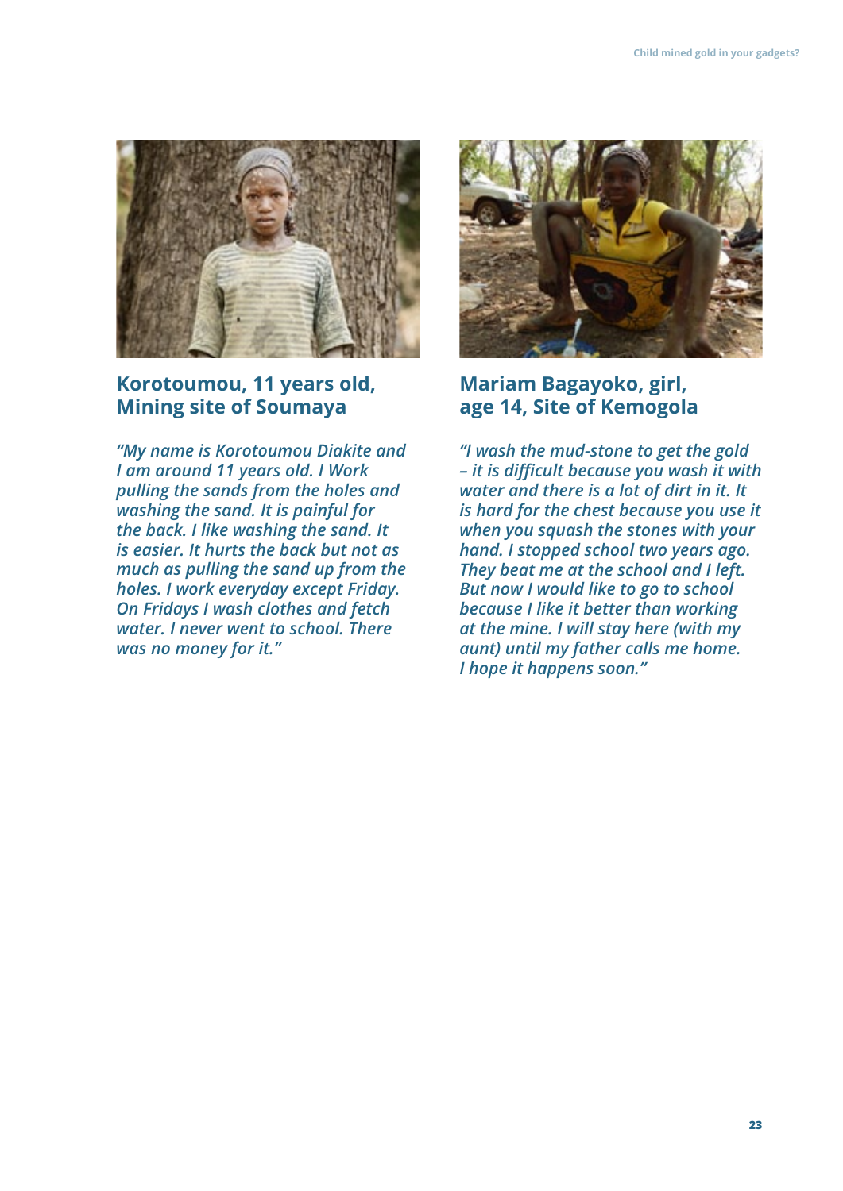### Korotoumou, 11 years old, Mining site of Soumaya

*"My name is Korotoumou Diakite and I am around 11 years old. I Work pulling the sands from the holes and washing the sand. It is painful for the back. I like washing the sand. It is easier. It hurts the back but not as much as pulling the sand up from the holes. I work everyday except Friday. On Fridays I wash clothes and fetch water. I never went to school. There was no money for it."*

### Mariam Bagayoko, girl, age 14, Site of Kemogola

*"I wash the mud-stone to get the gold – it is difficult because you wash it with water and there is a lot of dirt in it. It is hard for the chest because you use it when you squash the stones with your hand. I stopped school two years ago. They beat me at the school and I left. But now I would like to go to school because I like it better than working at the mine. I will stay here (with my aunt) until my father calls me home. I hope it happens soon."*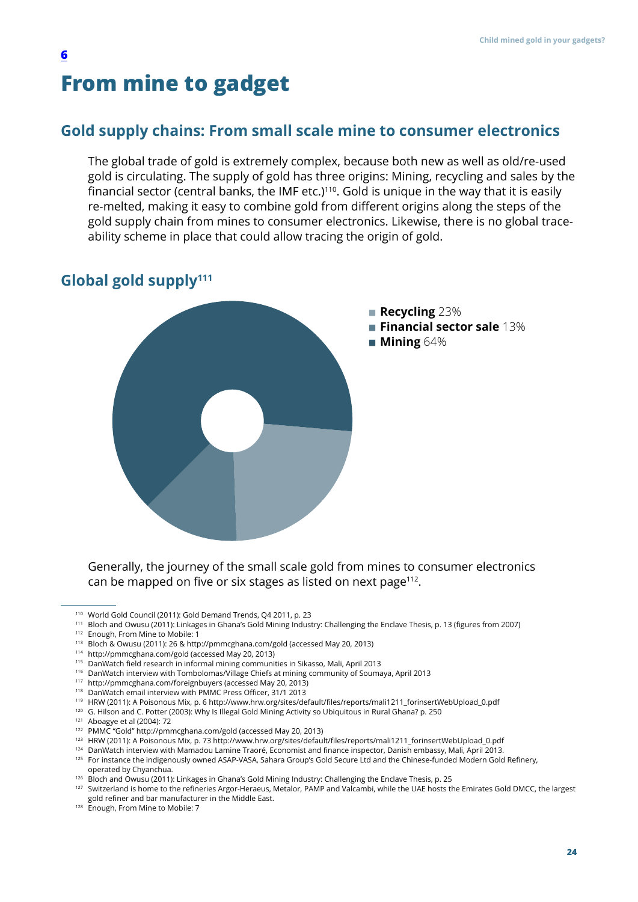# 6

# From mine to gadget

## Gold supply chains: From small scale mine to consumer electronics

The global trade of gold is extremely complex, because both new as well as old/re-used gold is circulating. The supply of gold has three origins: Mining, recycling and sales by the financial sector (central banks, the IMF etc.)[110]. Gold is unique in the way that it is easily re-melted, making it easy to combine gold from different origins along the steps of the gold supply chain from mines to consumer electronics. Likewise, there is no global trace-ability scheme in place that could allow tracing the origin of gold.

## Global gold supply[111]

- **Recycling** 23%
- **Financial sector sale** 13%
- **Mining** 64%

Generally, the journey of the small scale gold from mines to consumer electronics can be mapped on five or six stages as listed on next page[112].

---

[110] World Gold Council (2011): Gold Demand Trends, Q4 2011, p. 23
[111] Bloch and Owusu (2011): Linkages in Ghana's Gold Mining Industry: Challenging the Enclave Thesis, p. 13 (figures from 2007)
[112] Enough, From Mine to Mobile: 1
[113] Bloch & Owusu (2011): 26 & http://pmmcghana.com/gold (accessed May 20, 2013)
[114] http://pmmcghana.com/gold (accessed May 20, 2013)
[115] DanWatch field research in informal mining communities in Sikasso, Mali, April 2013
[116] DanWatch interview with Tombolomas/Village Chiefs at mining community of Soumaya, April 2013
[117] http://pmmcghana.com/foreignbuyers (accessed May 20, 2013)
[118] DanWatch email interview with PMMC Press Officer, 31/1 2013
[119] HRW (2011): A Poisonous Mix, p. 6 http://www.hrw.org/sites/default/files/reports/mali1211_forinsertWebUpload_0.pdf
[120] G. Hilson and C. Potter (2003): Why Is Illegal Gold Mining Activity so Ubiquitous in Rural Ghana? p. 250
[121] Aboagye et al (2004): 72
[122] PMMC "Gold" http://pmmcghana.com/gold (accessed May 20, 2013)
[123] HRW (2011): A Poisonous Mix, p. 73 http://www.hrw.org/sites/default/files/reports/mali1211_forinsertWebUpload_0.pdf
[124] DanWatch interview with Mamadou Lamine Traoré, Economist and finance inspector, Danish embassy, Mali, April 2013.
[125] For instance the indigenously owned ASAP-VASA, Sahara Group's Gold Secure Ltd and the Chinese-funded Modern Gold Refinery, operated by Chyanchua.
[126] Bloch and Owusu (2011): Linkages in Ghana's Gold Mining Industry: Challenging the Enclave Thesis, p. 25
[127] Switzerland is home to the refineries Argor-Heraeus, Metalor, PAMP and Valcambi, while the UAE hosts the Emirates Gold DMCC, the largest gold refiner and bar manufacturer in the Middle East.
[128] Enough, From Mine to Mobile: 7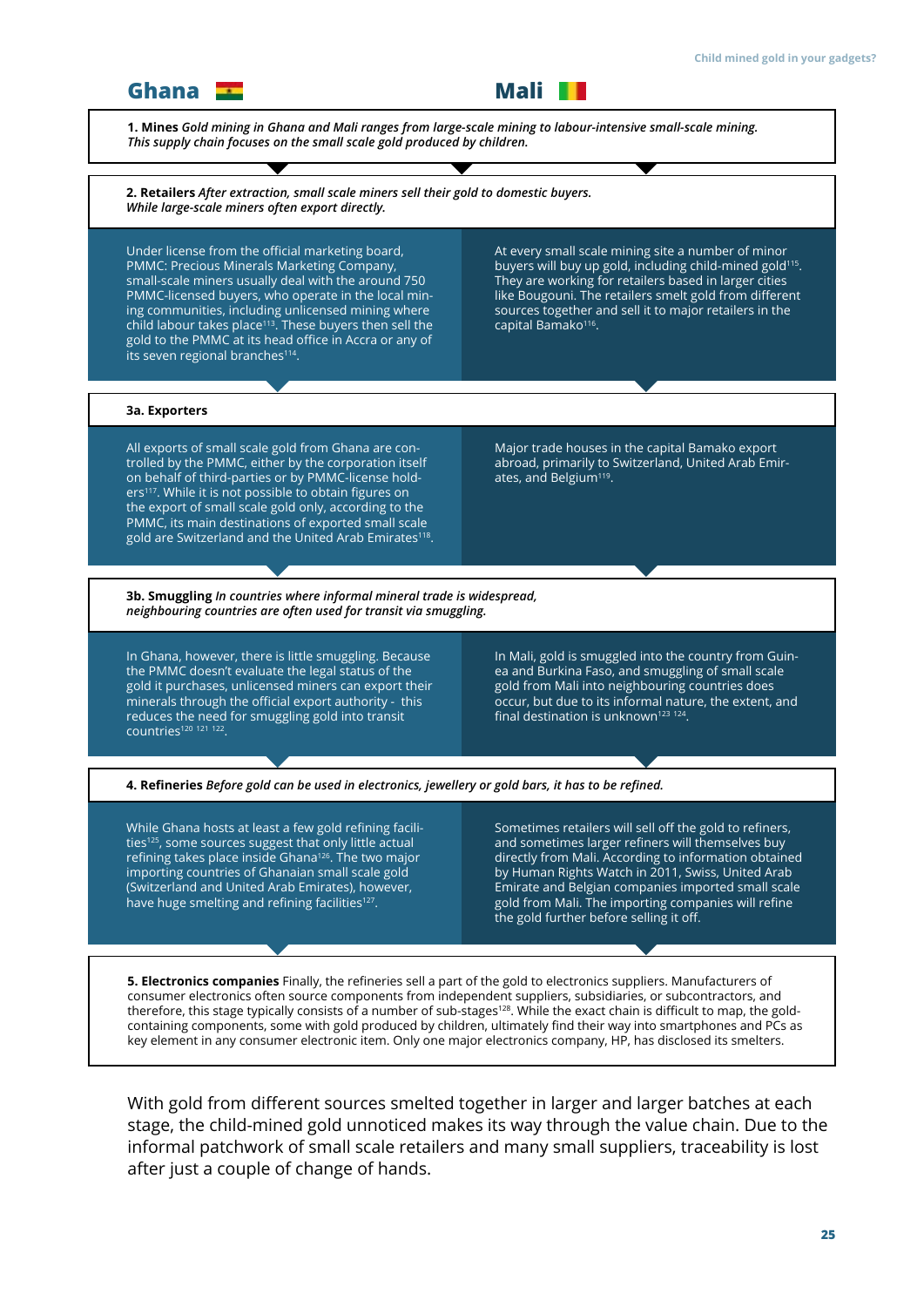## Ghana / Mali

**1. Mines** *Gold mining in Ghana and Mali ranges from large-scale mining to labour-intensive small-scale mining. This supply chain focuses on the small scale gold produced by children.*

**2. Retailers** *After extraction, small scale miners sell their gold to domestic buyers. While large-scale miners often export directly.*

**Ghana:** Under license from the official marketing board, PMMC: Precious Minerals Marketing Company, small-scale miners usually deal with the around 750 PMMC-licensed buyers, who operate in the local mining communities, including unlicensed mining where child labour takes place[113]. These buyers then sell the gold to the PMMC at its head office in Accra or any of its seven regional branches[114].

**Mali:** At every small scale mining site a number of minor buyers will buy up gold, including child-mined gold[115]. They are working for retailers based in larger cities like Bougouni. The retailers smelt gold from different sources together and sell it to major retailers in the capital Bamako[116].

**3a. Exporters**

**Ghana:** All exports of small scale gold from Ghana are controlled by the PMMC, either by the corporation itself on behalf of third-parties or by PMMC-license holders[117]. While it is not possible to obtain figures on the export of small scale gold only, according to the PMMC, its main destinations of exported small scale gold are Switzerland and the United Arab Emirates[118].

**Mali:** Major trade houses in the capital Bamako export abroad, primarily to Switzerland, United Arab Emirates, and Belgium[119].

**3b. Smuggling** *In countries where informal mineral trade is widespread, neighbouring countries are often used for transit via smuggling.*

**Ghana:** In Ghana, however, there is little smuggling. Because the PMMC doesn't evaluate the legal status of the gold it purchases, unlicensed miners can export their minerals through the official export authority - this reduces the need for smuggling gold into transit countries[120 121 122].

**Mali:** In Mali, gold is smuggled into the country from Guinea and Burkina Faso, and smuggling of small scale gold from Mali into neighbouring countries does occur, but due to its informal nature, the extent, and final destination is unknown[123 124].

**4. Refineries** *Before gold can be used in electronics, jewellery or gold bars, it has to be refined.*

**Ghana:** While Ghana hosts at least a few gold refining facilities[125], some sources suggest that only little actual refining takes place inside Ghana[126]. The two major importing countries of Ghanaian small scale gold (Switzerland and United Arab Emirates), however, have huge smelting and refining facilities[127].

**Mali:** Sometimes retailers will sell off the gold to refiners, and sometimes larger refiners will themselves buy directly from Mali. According to information obtained by Human Rights Watch in 2011, Swiss, United Arab Emirate and Belgian companies imported small scale gold from Mali. The importing companies will refine the gold further before selling it off.

**5. Electronics companies** Finally, the refineries sell a part of the gold to electronics suppliers. Manufacturers of consumer electronics often source components from independent suppliers, subsidiaries, or subcontractors, and therefore, this stage typically consists of a number of sub-stages[128]. While the exact chain is difficult to map, the gold-containing components, some with gold produced by children, ultimately find their way into smartphones and PCs as key element in any consumer electronic item. Only one major electronics company, HP, has disclosed its smelters.

With gold from different sources smelted together in larger and larger batches at each stage, the child-mined gold unnoticed makes its way through the value chain. Due to the informal patchwork of small scale retailers and many small suppliers, traceability is lost after just a couple of change of hands.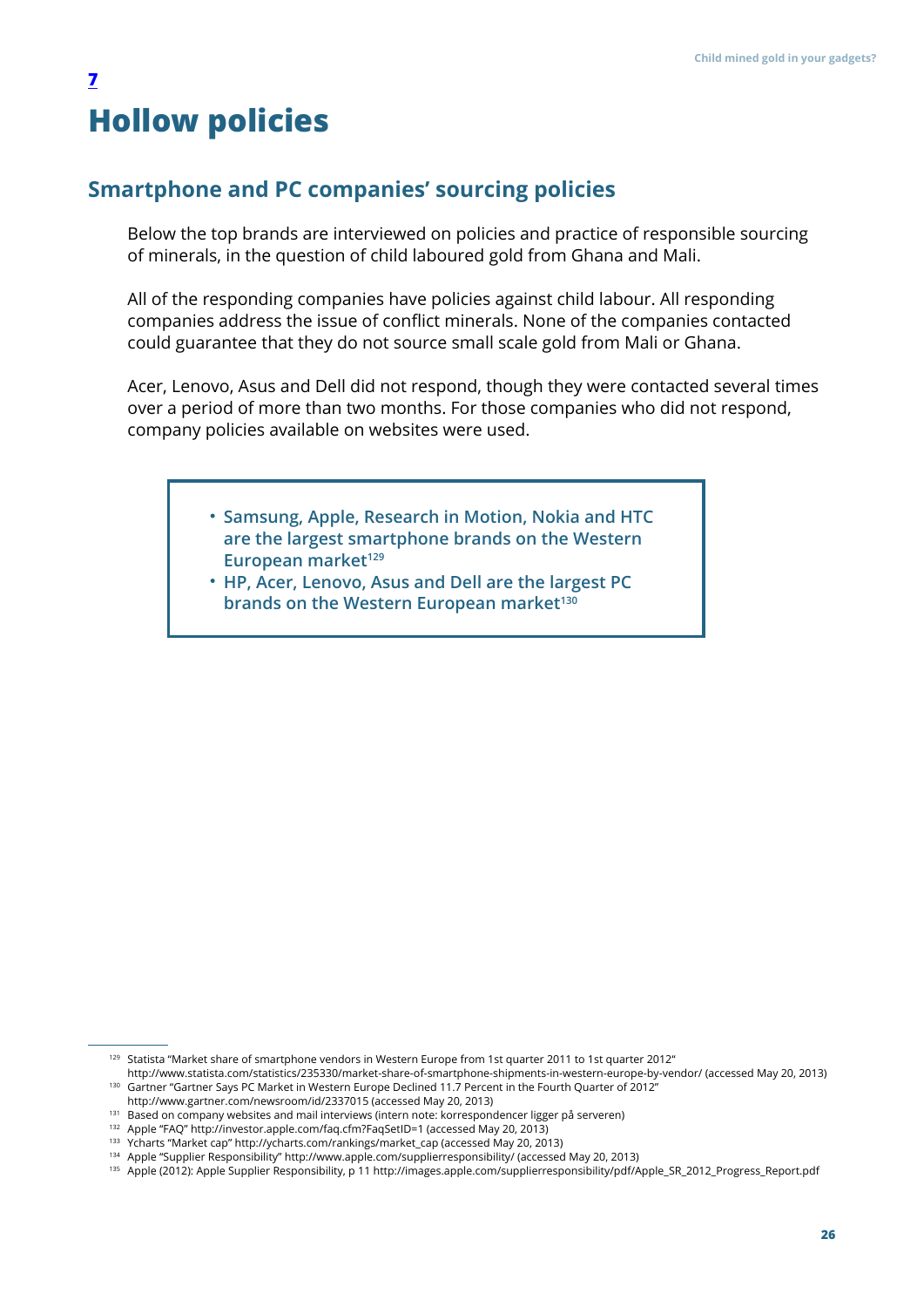# 7

# Hollow policies

## Smartphone and PC companies' sourcing policies

Below the top brands are interviewed on policies and practice of responsible sourcing of minerals, in the question of child laboured gold from Ghana and Mali.

All of the responding companies have policies against child labour. All responding companies address the issue of conflict minerals. None of the companies contacted could guarantee that they do not source small scale gold from Mali or Ghana.

Acer, Lenovo, Asus and Dell did not respond, though they were contacted several times over a period of more than two months. For those companies who did not respond, company policies available on websites were used.

> - **Samsung, Apple, Research in Motion, Nokia and HTC are the largest smartphone brands on the Western European market**[129]
> - **HP, Acer, Lenovo, Asus and Dell are the largest PC brands on the Western European market**[130]

---

[129] Statista "Market share of smartphone vendors in Western Europe from 1st quarter 2011 to 1st quarter 2012" http://www.statista.com/statistics/235330/market-share-of-smartphone-shipments-in-western-europe-by-vendor/ (accessed May 20, 2013)

[130] Gartner "Gartner Says PC Market in Western Europe Declined 11.7 Percent in the Fourth Quarter of 2012" http://www.gartner.com/newsroom/id/2337015 (accessed May 20, 2013)

[131] Based on company websites and mail interviews (intern note: korrespondencer ligger på serveren)

[132] Apple "FAQ" http://investor.apple.com/faq.cfm?FaqSetID=1 (accessed May 20, 2013)

[133] Ycharts "Market cap" http://ycharts.com/rankings/market_cap (accessed May 20, 2013)

[134] Apple "Supplier Responsibility" http://www.apple.com/supplierresponsibility/ (accessed May 20, 2013)

[135] Apple (2012): Apple Supplier Responsibility, p 11 http://images.apple.com/supplierresponsibility/pdf/Apple_SR_2012_Progress_Report.pdf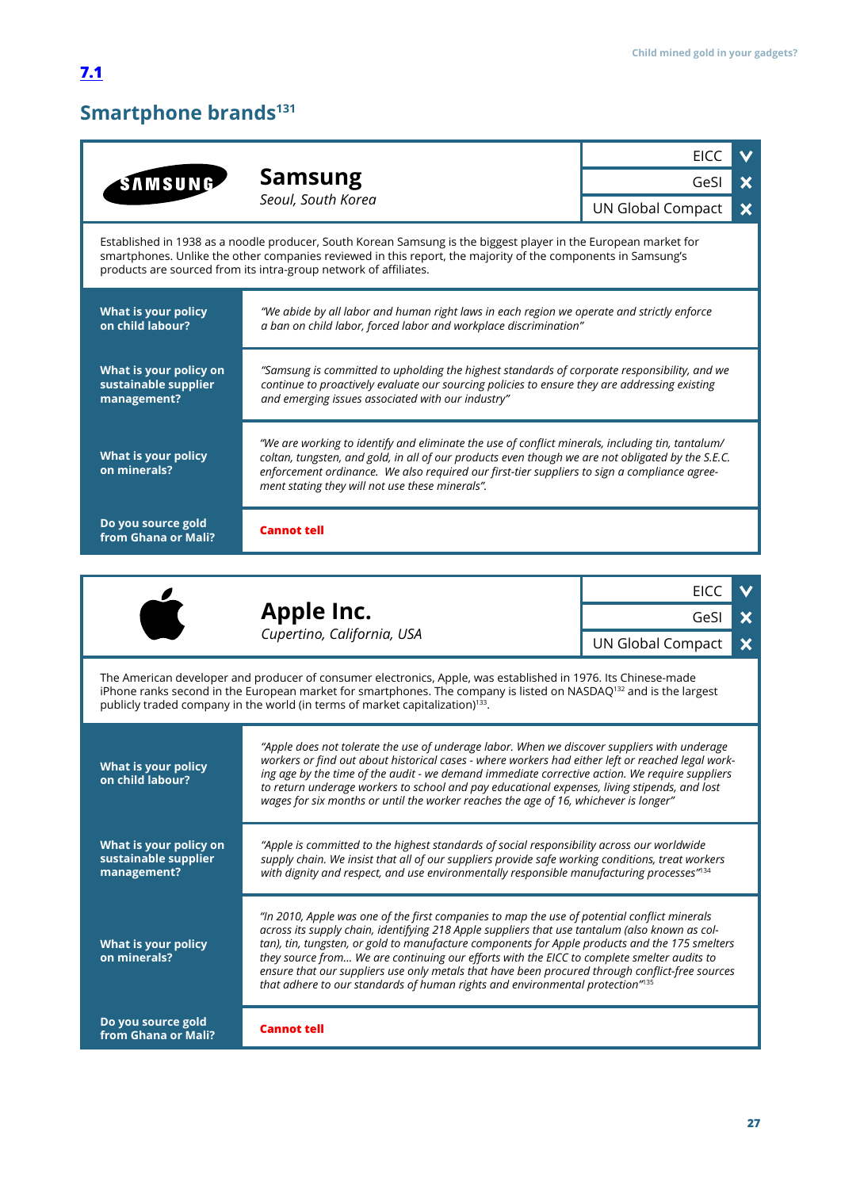## 7.1

## Smartphone brands[131]

### Samsung

*Seoul, South Korea*

| Initiative | Member |
|---|---|
| EICC | ✓ |
| GeSI | ✗ |
| UN Global Compact | ✗ |

Established in 1938 as a noodle producer, South Korean Samsung is the biggest player in the European market for smartphones. Unlike the other companies reviewed in this report, the majority of the components in Samsung's products are sourced from its intra-group network of affiliates.

| Question | Response |
|---|---|
| **What is your policy on child labour?** | *"We abide by all labor and human right laws in each region we operate and strictly enforce a ban on child labor, forced labor and workplace discrimination"* |
| **What is your policy on sustainable supplier management?** | *"Samsung is committed to upholding the highest standards of corporate responsibility, and we continue to proactively evaluate our sourcing policies to ensure they are addressing existing and emerging issues associated with our industry"* |
| **What is your policy on minerals?** | *"We are working to identify and eliminate the use of conflict minerals, including tin, tantalum/coltan, tungsten, and gold, in all of our products even though we are not obligated by the S.E.C. enforcement ordinance. We also required our first-tier suppliers to sign a compliance agreement stating they will not use these minerals".* |
| **Do you source gold from Ghana or Mali?** | **Cannot tell** |

### Apple Inc.

*Cupertino, California, USA*

| Initiative | Member |
|---|---|
| EICC | ✓ |
| GeSI | ✗ |
| UN Global Compact | ✗ |

The American developer and producer of consumer electronics, Apple, was established in 1976. Its Chinese-made iPhone ranks second in the European market for smartphones. The company is listed on NASDAQ[132] and is the largest publicly traded company in the world (in terms of market capitalization)[133].

| Question | Response |
|---|---|
| **What is your policy on child labour?** | *"Apple does not tolerate the use of underage labor. When we discover suppliers with underage workers or find out about historical cases - where workers had either left or reached legal working age by the time of the audit - we demand immediate corrective action. We require suppliers to return underage workers to school and pay educational expenses, living stipends, and lost wages for six months or until the worker reaches the age of 16, whichever is longer"* |
| **What is your policy on sustainable supplier management?** | *"Apple is committed to the highest standards of social responsibility across our worldwide supply chain. We insist that all of our suppliers provide safe working conditions, treat workers with dignity and respect, and use environmentally responsible manufacturing processes"*[134] |
| **What is your policy on minerals?** | *"In 2010, Apple was one of the first companies to map the use of potential conflict minerals across its supply chain, identifying 218 Apple suppliers that use tantalum (also known as coltan), tin, tungsten, or gold to manufacture components for Apple products and the 175 smelters they source from... We are continuing our efforts with the EICC to complete smelter audits to ensure that our suppliers use only metals that have been procured through conflict-free sources that adhere to our standards of human rights and environmental protection"*[135] |
| **Do you source gold from Ghana or Mali?** | **Cannot tell** |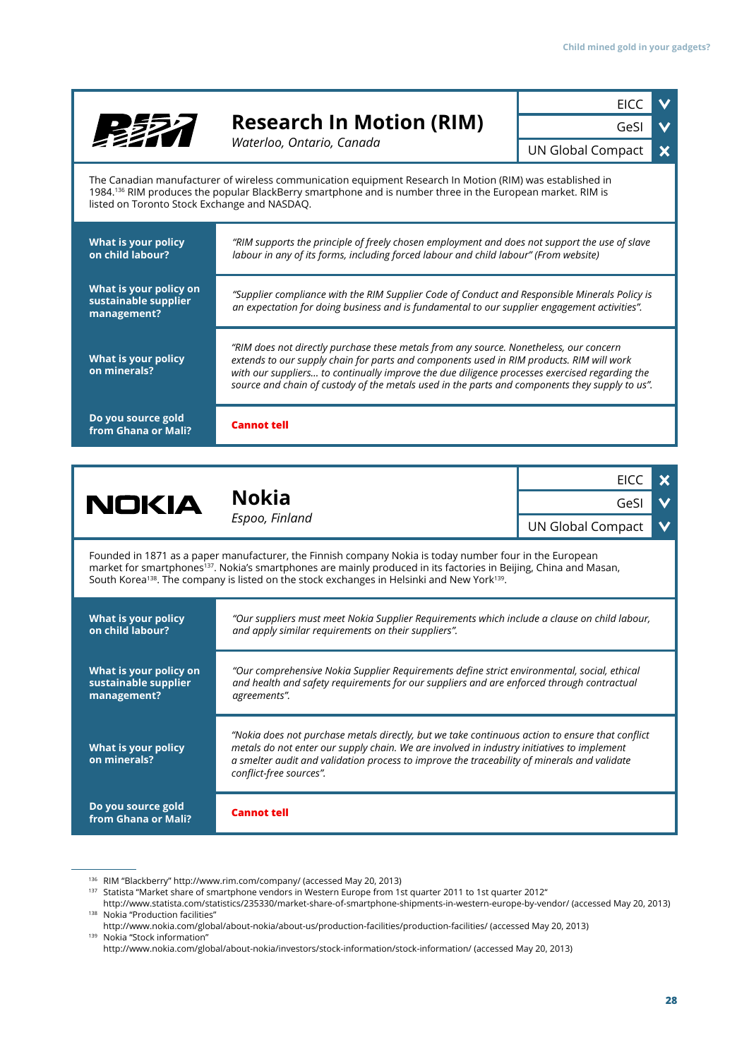## Research In Motion (RIM)

*Waterloo, Ontario, Canada*

| Initiative | Member |
|---|---|
| EICC | ✓ |
| GeSI | ✓ |
| UN Global Compact | ✗ |

The Canadian manufacturer of wireless communication equipment Research In Motion (RIM) was established in 1984.[136] RIM produces the popular BlackBerry smartphone and is number three in the European market. RIM is listed on Toronto Stock Exchange and NASDAQ.

| | |
|---|---|
| **What is your policy on child labour?** | *"RIM supports the principle of freely chosen employment and does not support the use of slave labour in any of its forms, including forced labour and child labour" (From website)* |
| **What is your policy on sustainable supplier management?** | *"Supplier compliance with the RIM Supplier Code of Conduct and Responsible Minerals Policy is an expectation for doing business and is fundamental to our supplier engagement activities".* |
| **What is your policy on minerals?** | *"RIM does not directly purchase these metals from any source. Nonetheless, our concern extends to our supply chain for parts and components used in RIM products. RIM will work with our suppliers... to continually improve the due diligence processes exercised regarding the source and chain of custody of the metals used in the parts and components they supply to us".* |
| **Do you source gold from Ghana or Mali?** | **Cannot tell** |

## Nokia

*Espoo, Finland*

| Initiative | Member |
|---|---|
| EICC | ✗ |
| GeSI | ✓ |
| UN Global Compact | ✓ |

Founded in 1871 as a paper manufacturer, the Finnish company Nokia is today number four in the European market for smartphones[137]. Nokia's smartphones are mainly produced in its factories in Beijing, China and Masan, South Korea[138]. The company is listed on the stock exchanges in Helsinki and New York[139].

| | |
|---|---|
| **What is your policy on child labour?** | *"Our suppliers must meet Nokia Supplier Requirements which include a clause on child labour, and apply similar requirements on their suppliers".* |
| **What is your policy on sustainable supplier management?** | *"Our comprehensive Nokia Supplier Requirements define strict environmental, social, ethical and health and safety requirements for our suppliers and are enforced through contractual agreements".* |
| **What is your policy on minerals?** | *"Nokia does not purchase metals directly, but we take continuous action to ensure that conflict metals do not enter our supply chain. We are involved in industry initiatives to implement a smelter audit and validation process to improve the traceability of minerals and validate conflict-free sources".* |
| **Do you source gold from Ghana or Mali?** | **Cannot tell** |

---

[136] RIM "Blackberry" http://www.rim.com/company/ (accessed May 20, 2013)

[137] Statista "Market share of smartphone vendors in Western Europe from 1st quarter 2011 to 1st quarter 2012" http://www.statista.com/statistics/235330/market-share-of-smartphone-shipments-in-western-europe-by-vendor/ (accessed May 20, 2013)

[138] Nokia "Production facilities" http://www.nokia.com/global/about-nokia/about-us/production-facilities/production-facilities/ (accessed May 20, 2013)

[139] Nokia "Stock information" http://www.nokia.com/global/about-nokia/investors/stock-information/stock-information/ (accessed May 20, 2013)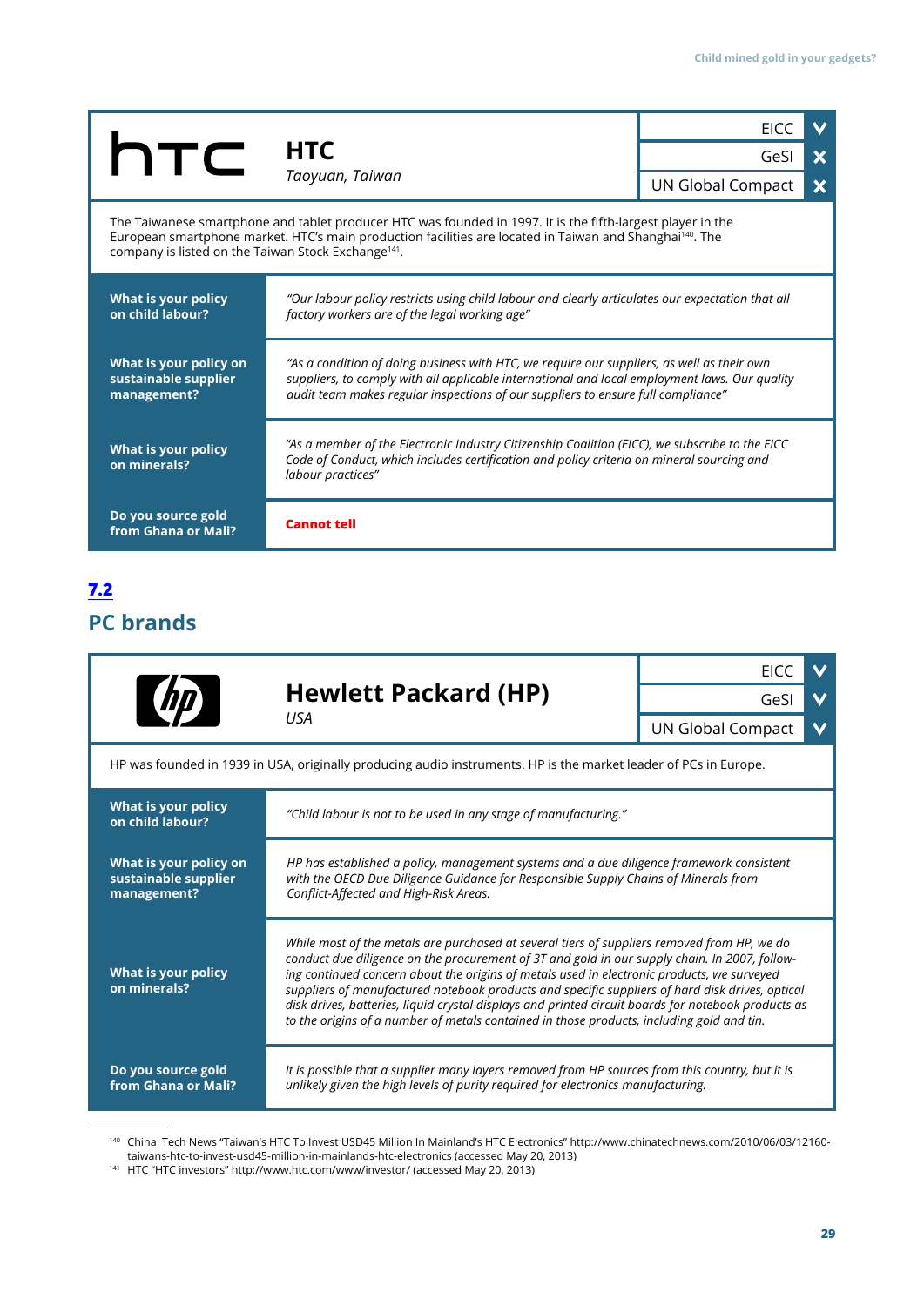| HTC<br>*Taoyuan, Taiwan* | |
|---|---|
| EICC | V |
| GeSI | X |
| UN Global Compact | X |

The Taiwanese smartphone and tablet producer HTC was founded in 1997. It is the fifth-largest player in the European smartphone market. HTC's main production facilities are located in Taiwan and Shanghai[140]. The company is listed on the Taiwan Stock Exchange[141].

| | |
|---|---|
| **What is your policy on child labour?** | *"Our labour policy restricts using child labour and clearly articulates our expectation that all factory workers are of the legal working age"* |
| **What is your policy on sustainable supplier management?** | *"As a condition of doing business with HTC, we require our suppliers, as well as their own suppliers, to comply with all applicable international and local employment laws. Our quality audit team makes regular inspections of our suppliers to ensure full compliance"* |
| **What is your policy on minerals?** | *"As a member of the Electronic Industry Citizenship Coalition (EICC), we subscribe to the EICC Code of Conduct, which includes certification and policy criteria on mineral sourcing and labour practices"* |
| **Do you source gold from Ghana or Mali?** | **Cannot tell** |

## 7.2 PC brands

| **Hewlett Packard (HP)**<br>*USA* | |
|---|---|
| EICC | V |
| GeSI | V |
| UN Global Compact | V |

HP was founded in 1939 in USA, originally producing audio instruments. HP is the market leader of PCs in Europe.

| | |
|---|---|
| **What is your policy on child labour?** | *"Child labour is not to be used in any stage of manufacturing."* |
| **What is your policy on sustainable supplier management?** | *HP has established a policy, management systems and a due diligence framework consistent with the OECD Due Diligence Guidance for Responsible Supply Chains of Minerals from Conflict-Affected and High-Risk Areas.* |
| **What is your policy on minerals?** | *While most of the metals are purchased at several tiers of suppliers removed from HP, we do conduct due diligence on the procurement of 3T and gold in our supply chain. In 2007, following continued concern about the origins of metals used in electronic products, we surveyed suppliers of manufactured notebook products and specific suppliers of hard disk drives, optical disk drives, batteries, liquid crystal displays and printed circuit boards for notebook products as to the origins of a number of metals contained in those products, including gold and tin.* |
| **Do you source gold from Ghana or Mali?** | *It is possible that a supplier many layers removed from HP sources from this country, but it is unlikely given the high levels of purity required for electronics manufacturing.* |

[140] China Tech News "Taiwan's HTC To Invest USD45 Million In Mainland's HTC Electronics" http://www.chinatechnews.com/2010/06/03/12160-taiwans-htc-to-invest-usd45-million-in-mainlands-htc-electronics (accessed May 20, 2013)

[141] HTC "HTC investors" http://www.htc.com/www/investor/ (accessed May 20, 2013)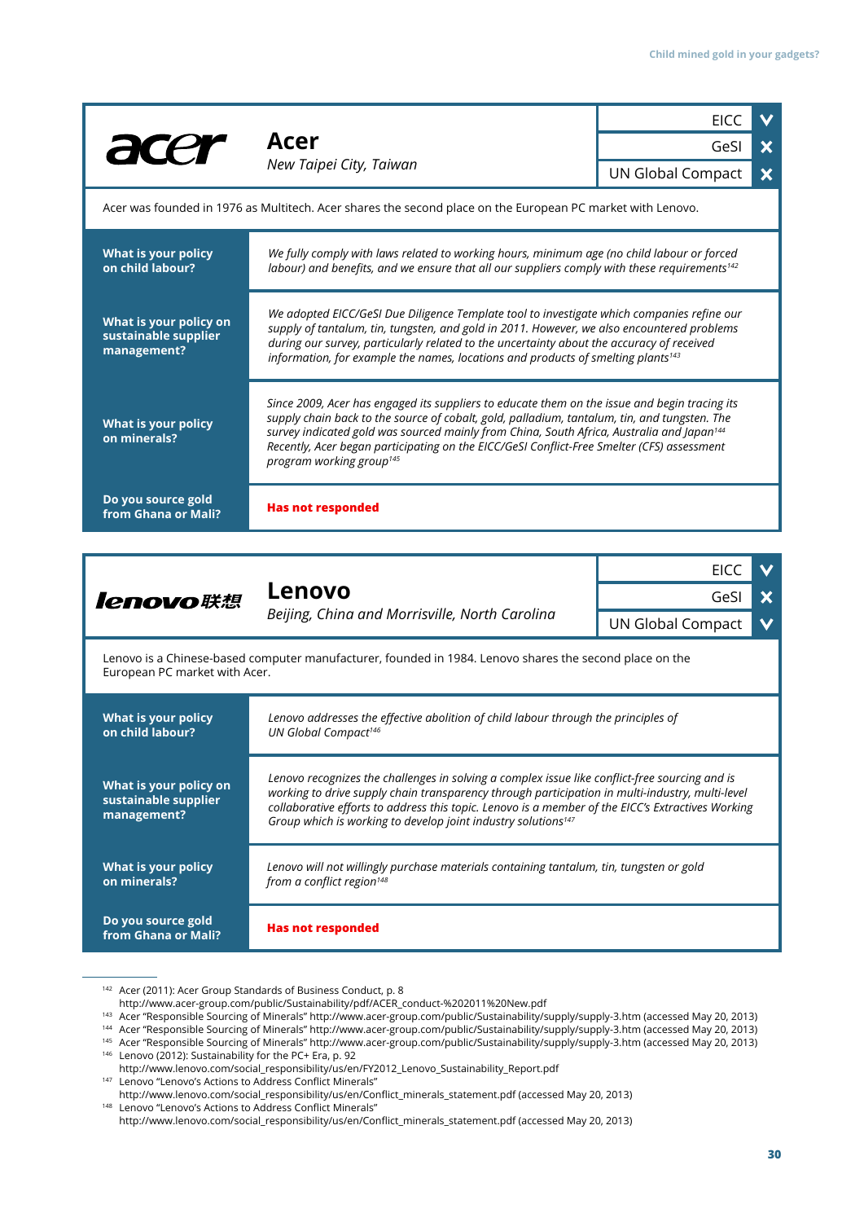## Acer

*New Taipei City, Taiwan*

| Initiative | Member |
|---|---|
| EICC | ✓ |
| GeSI | ✗ |
| UN Global Compact | ✗ |

Acer was founded in 1976 as Multitech. Acer shares the second place on the European PC market with Lenovo.

| Question | Response |
|---|---|
| **What is your policy on child labour?** | *We fully comply with laws related to working hours, minimum age (no child labour or forced labour) and benefits, and we ensure that all our suppliers comply with these requirements*[142] |
| **What is your policy on sustainable supplier management?** | *We adopted EICC/GeSI Due Diligence Template tool to investigate which companies refine our supply of tantalum, tin, tungsten, and gold in 2011. However, we also encountered problems during our survey, particularly related to the uncertainty about the accuracy of received information, for example the names, locations and products of smelting plants*[143] |
| **What is your policy on minerals?** | *Since 2009, Acer has engaged its suppliers to educate them on the issue and begin tracing its supply chain back to the source of cobalt, gold, palladium, tantalum, tin, and tungsten. The survey indicated gold was sourced mainly from China, South Africa, Australia and Japan*[144] *Recently, Acer began participating on the EICC/GeSI Conflict-Free Smelter (CFS) assessment program working group*[145] |
| **Do you source gold from Ghana or Mali?** | **Has not responded** |

## Lenovo

*Beijing, China and Morrisville, North Carolina*

| Initiative | Member |
|---|---|
| EICC | ✓ |
| GeSI | ✗ |
| UN Global Compact | ✓ |

Lenovo is a Chinese-based computer manufacturer, founded in 1984. Lenovo shares the second place on the European PC market with Acer.

| Question | Response |
|---|---|
| **What is your policy on child labour?** | *Lenovo addresses the effective abolition of child labour through the principles of UN Global Compact*[146] |
| **What is your policy on sustainable supplier management?** | *Lenovo recognizes the challenges in solving a complex issue like conflict-free sourcing and is working to drive supply chain transparency through participation in multi-industry, multi-level collaborative efforts to address this topic. Lenovo is a member of the EICC's Extractives Working Group which is working to develop joint industry solutions*[147] |
| **What is your policy on minerals?** | *Lenovo will not willingly purchase materials containing tantalum, tin, tungsten or gold from a conflict region*[148] |
| **Do you source gold from Ghana or Mali?** | **Has not responded** |

---

[142] Acer (2011): Acer Group Standards of Business Conduct, p. 8 http://www.acer-group.com/public/Sustainability/pdf/ACER_conduct-%202011%20New.pdf

[143] Acer "Responsible Sourcing of Minerals" http://www.acer-group.com/public/Sustainability/supply/supply-3.htm (accessed May 20, 2013)

[144] Acer "Responsible Sourcing of Minerals" http://www.acer-group.com/public/Sustainability/supply/supply-3.htm (accessed May 20, 2013)

[145] Acer "Responsible Sourcing of Minerals" http://www.acer-group.com/public/Sustainability/supply/supply-3.htm (accessed May 20, 2013)

[146] Lenovo (2012): Sustainability for the PC+ Era, p. 92 http://www.lenovo.com/social_responsibility/us/en/FY2012_Lenovo_Sustainability_Report.pdf

[147] Lenovo "Lenovo's Actions to Address Conflict Minerals" http://www.lenovo.com/social_responsibility/us/en/Conflict_minerals_statement.pdf (accessed May 20, 2013)

[148] Lenovo "Lenovo's Actions to Address Conflict Minerals" http://www.lenovo.com/social_responsibility/us/en/Conflict_minerals_statement.pdf (accessed May 20, 2013)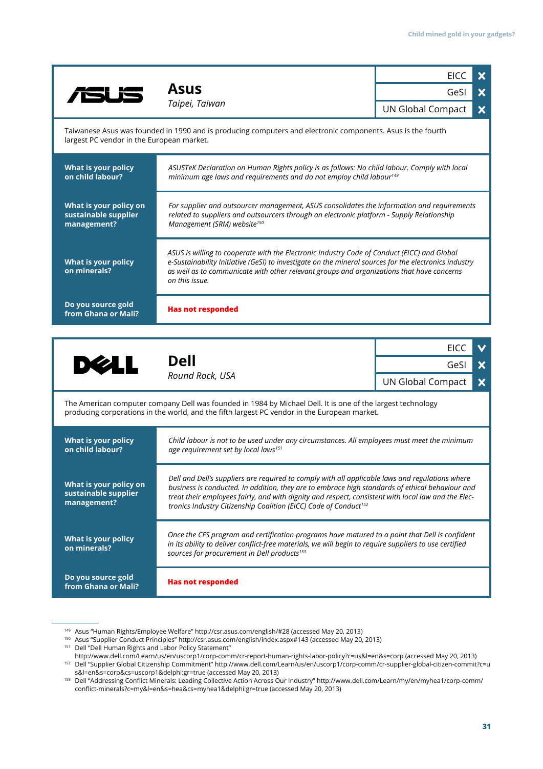## Asus

*Taipei, Taiwan*

| Membership | Status |
|---|---|
| EICC | ✗ |
| GeSI | ✗ |
| UN Global Compact | ✗ |

Taiwanese Asus was founded in 1990 and is producing computers and electronic components. Asus is the fourth largest PC vendor in the European market.

| | |
|---|---|
| **What is your policy on child labour?** | *ASUSTeK Declaration on Human Rights policy is as follows: No child labour. Comply with local minimum age laws and requirements and do not employ child labour*[149] |
| **What is your policy on sustainable supplier management?** | *For supplier and outsourcer management, ASUS consolidates the information and requirements related to suppliers and outsourcers through an electronic platform - Supply Relationship Management (SRM) website*[150] |
| **What is your policy on minerals?** | *ASUS is willing to cooperate with the Electronic Industry Code of Conduct (EICC) and Global e-Sustainability Initiative (GeSI) to investigate on the mineral sources for the electronics industry as well as to communicate with other relevant groups and organizations that have concerns on this issue.* |
| **Do you source gold from Ghana or Mali?** | **Has not responded** |

## Dell

*Round Rock, USA*

| Membership | Status |
|---|---|
| EICC | ✓ |
| GeSI | ✗ |
| UN Global Compact | ✗ |

The American computer company Dell was founded in 1984 by Michael Dell. It is one of the largest technology producing corporations in the world, and the fifth largest PC vendor in the European market.

| | |
|---|---|
| **What is your policy on child labour?** | *Child labour is not to be used under any circumstances. All employees must meet the minimum age requirement set by local laws*[151] |
| **What is your policy on sustainable supplier management?** | *Dell and Dell's suppliers are required to comply with all applicable laws and regulations where business is conducted. In addition, they are to embrace high standards of ethical behaviour and treat their employees fairly, and with dignity and respect, consistent with local law and the Electronics Industry Citizenship Coalition (EICC) Code of Conduct*[152] |
| **What is your policy on minerals?** | *Once the CFS program and certification programs have matured to a point that Dell is confident in its ability to deliver conflict-free materials, we will begin to require suppliers to use certified sources for procurement in Dell products*[153] |
| **Do you source gold from Ghana or Mali?** | **Has not responded** |

---

[149] Asus "Human Rights/Employee Welfare" http://csr.asus.com/english/#28 (accessed May 20, 2013)

[150] Asus "Supplier Conduct Principles" http://csr.asus.com/english/index.aspx#143 (accessed May 20, 2013)

[151] Dell "Dell Human Rights and Labor Policy Statement" http://www.dell.com/Learn/us/en/uscorp1/corp-comm/cr-report-human-rights-labor-policy?c=us&l=en&s=corp (accessed May 20, 2013)

[152] Dell "Supplier Global Citizenship Commitment" http://www.dell.com/Learn/us/en/uscorp1/corp-comm/cr-supplier-global-citizen-commit?c=us&l=en&s=corp&cs=uscorp1&delphi:gr=true (accessed May 20, 2013)

[153] Dell "Addressing Conflict Minerals: Leading Collective Action Across Our Industry" http://www.dell.com/Learn/my/en/myhea1/corp-comm/conflict-minerals?c=my&l=en&s=hea&cs=myhea1&delphi:gr=true (accessed May 20, 2013)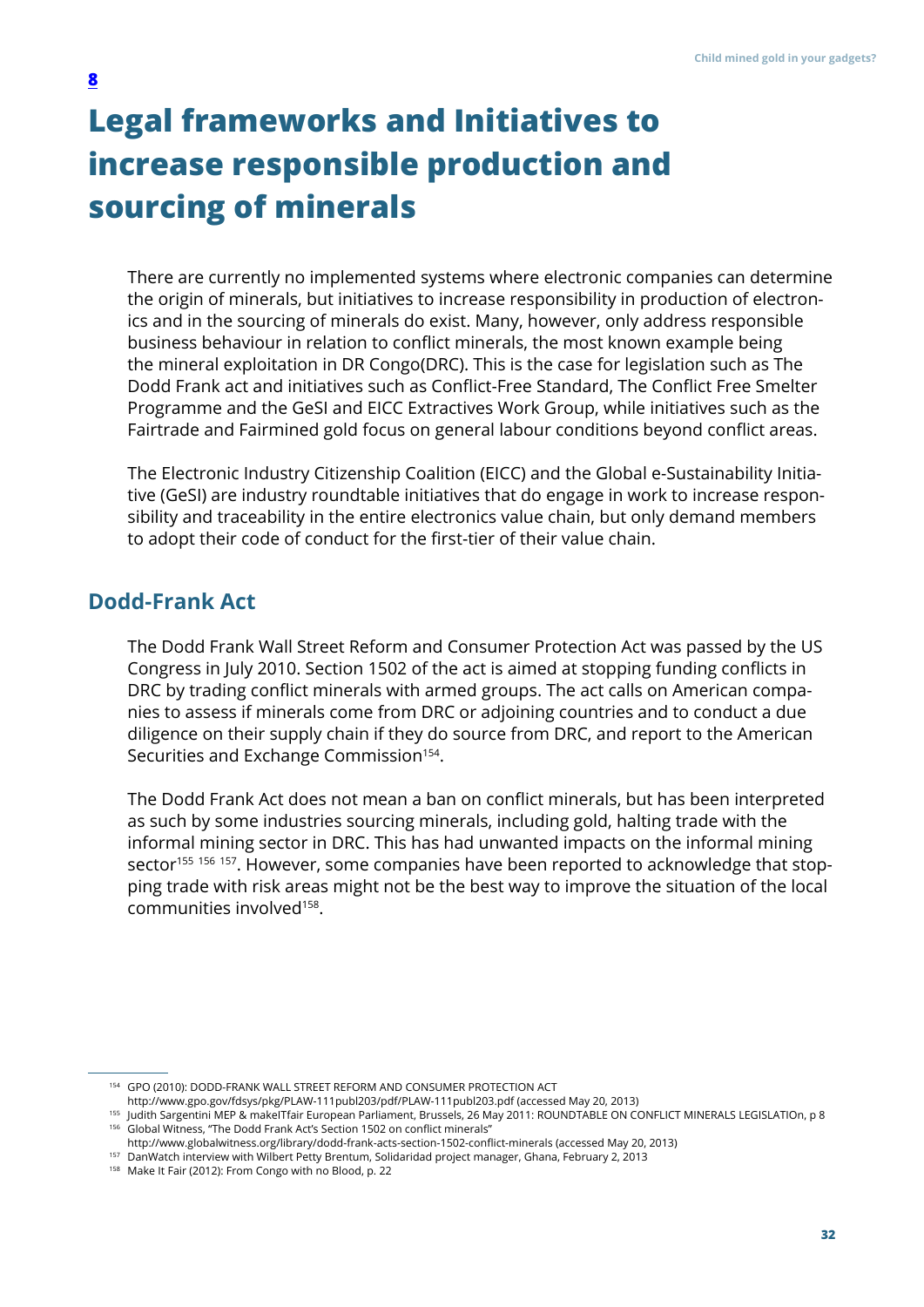8

# Legal frameworks and Initiatives to increase responsible production and sourcing of minerals

There are currently no implemented systems where electronic companies can determine the origin of minerals, but initiatives to increase responsibility in production of electronics and in the sourcing of minerals do exist. Many, however, only address responsible business behaviour in relation to conflict minerals, the most known example being the mineral exploitation in DR Congo(DRC). This is the case for legislation such as The Dodd Frank act and initiatives such as Conflict-Free Standard, The Conflict Free Smelter Programme and the GeSI and EICC Extractives Work Group, while initiatives such as the Fairtrade and Fairmined gold focus on general labour conditions beyond conflict areas.

The Electronic Industry Citizenship Coalition (EICC) and the Global e-Sustainability Initiative (GeSI) are industry roundtable initiatives that do engage in work to increase responsibility and traceability in the entire electronics value chain, but only demand members to adopt their code of conduct for the first-tier of their value chain.

## Dodd-Frank Act

The Dodd Frank Wall Street Reform and Consumer Protection Act was passed by the US Congress in July 2010. Section 1502 of the act is aimed at stopping funding conflicts in DRC by trading conflict minerals with armed groups. The act calls on American companies to assess if minerals come from DRC or adjoining countries and to conduct a due diligence on their supply chain if they do source from DRC, and report to the American Securities and Exchange Commission[154].

The Dodd Frank Act does not mean a ban on conflict minerals, but has been interpreted as such by some industries sourcing minerals, including gold, halting trade with the informal mining sector in DRC. This has had unwanted impacts on the informal mining sector[155] [156] [157]. However, some companies have been reported to acknowledge that stopping trade with risk areas might not be the best way to improve the situation of the local communities involved[158].

---

[154] GPO (2010): DODD-FRANK WALL STREET REFORM AND CONSUMER PROTECTION ACT http://www.gpo.gov/fdsys/pkg/PLAW-111publ203/pdf/PLAW-111publ203.pdf (accessed May 20, 2013)

[155] Judith Sargentini MEP & makeITfair European Parliament, Brussels, 26 May 2011: ROUNDTABLE ON CONFLICT MINERALS LEGISLATIOn, p 8

[156] Global Witness, "The Dodd Frank Act's Section 1502 on conflict minerals" http://www.globalwitness.org/library/dodd-frank-acts-section-1502-conflict-minerals (accessed May 20, 2013)

[157] DanWatch interview with Wilbert Petty Brentum, Solidaridad project manager, Ghana, February 2, 2013

[158] Make It Fair (2012): From Congo with no Blood, p. 22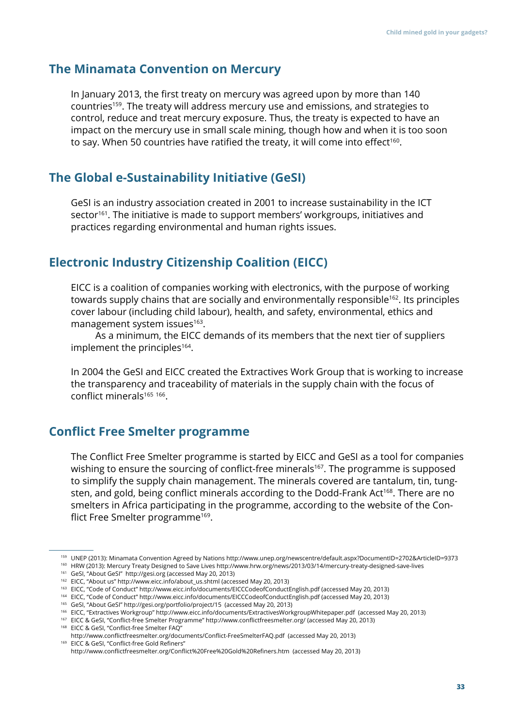## The Minamata Convention on Mercury

In January 2013, the first treaty on mercury was agreed upon by more than 140 countries[159]. The treaty will address mercury use and emissions, and strategies to control, reduce and treat mercury exposure. Thus, the treaty is expected to have an impact on the mercury use in small scale mining, though how and when it is too soon to say. When 50 countries have ratified the treaty, it will come into effect[160].

## The Global e-Sustainability Initiative (GeSI)

GeSI is an industry association created in 2001 to increase sustainability in the ICT sector[161]. The initiative is made to support members' workgroups, initiatives and practices regarding environmental and human rights issues.

## Electronic Industry Citizenship Coalition (EICC)

EICC is a coalition of companies working with electronics, with the purpose of working towards supply chains that are socially and environmentally responsible[162]. Its principles cover labour (including child labour), health, and safety, environmental, ethics and management system issues[163].

As a minimum, the EICC demands of its members that the next tier of suppliers implement the principles[164].

In 2004 the GeSI and EICC created the Extractives Work Group that is working to increase the transparency and traceability of materials in the supply chain with the focus of conflict minerals[165] [166].

## Conflict Free Smelter programme

The Conflict Free Smelter programme is started by EICC and GeSI as a tool for companies wishing to ensure the sourcing of conflict-free minerals[167]. The programme is supposed to simplify the supply chain management. The minerals covered are tantalum, tin, tungsten, and gold, being conflict minerals according to the Dodd-Frank Act[168]. There are no smelters in Africa participating in the programme, according to the website of the Conflict Free Smelter programme[169].

---

[159] UNEP (2013): Minamata Convention Agreed by Nations http://www.unep.org/newscentre/default.aspx?DocumentID=2702&ArticleID=9373
[160] HRW (2013): Mercury Treaty Designed to Save Lives http://www.hrw.org/news/2013/03/14/mercury-treaty-designed-save-lives
[161] GeSI, "About GeSI" http://gesi.org (accessed May 20, 2013)
[162] EICC, "About us" http://www.eicc.info/about_us.shtml (accessed May 20, 2013)
[163] EICC, "Code of Conduct" http://www.eicc.info/documents/EICCCodeofConductEnglish.pdf (accessed May 20, 2013)
[164] EICC, "Code of Conduct" http://www.eicc.info/documents/EICCCodeofConductEnglish.pdf (accessed May 20, 2013)
[165] GeSI, "About GeSI" http://gesi.org/portfolio/project/15 (accessed May 20, 2013)
[166] EICC, "Extractives Workgroup" http://www.eicc.info/documents/ExtractivesWorkgroupWhitepaper.pdf (accessed May 20, 2013)
[167] EICC & GeSI, "Conflict-free Smelter Programme" http://www.conflictfreesmelter.org/ (accessed May 20, 2013)
[168] EICC & GeSI, "Conflict-free Smelter FAQ" http://www.conflictfreesmelter.org/documents/Conflict-FreeSmelterFAQ.pdf (accessed May 20, 2013)
[169] EICC & GeSI, "Conflict-free Gold Refiners" http://www.conflictfreesmelter.org/Conflict%20Free%20Gold%20Refiners.htm (accessed May 20, 2013)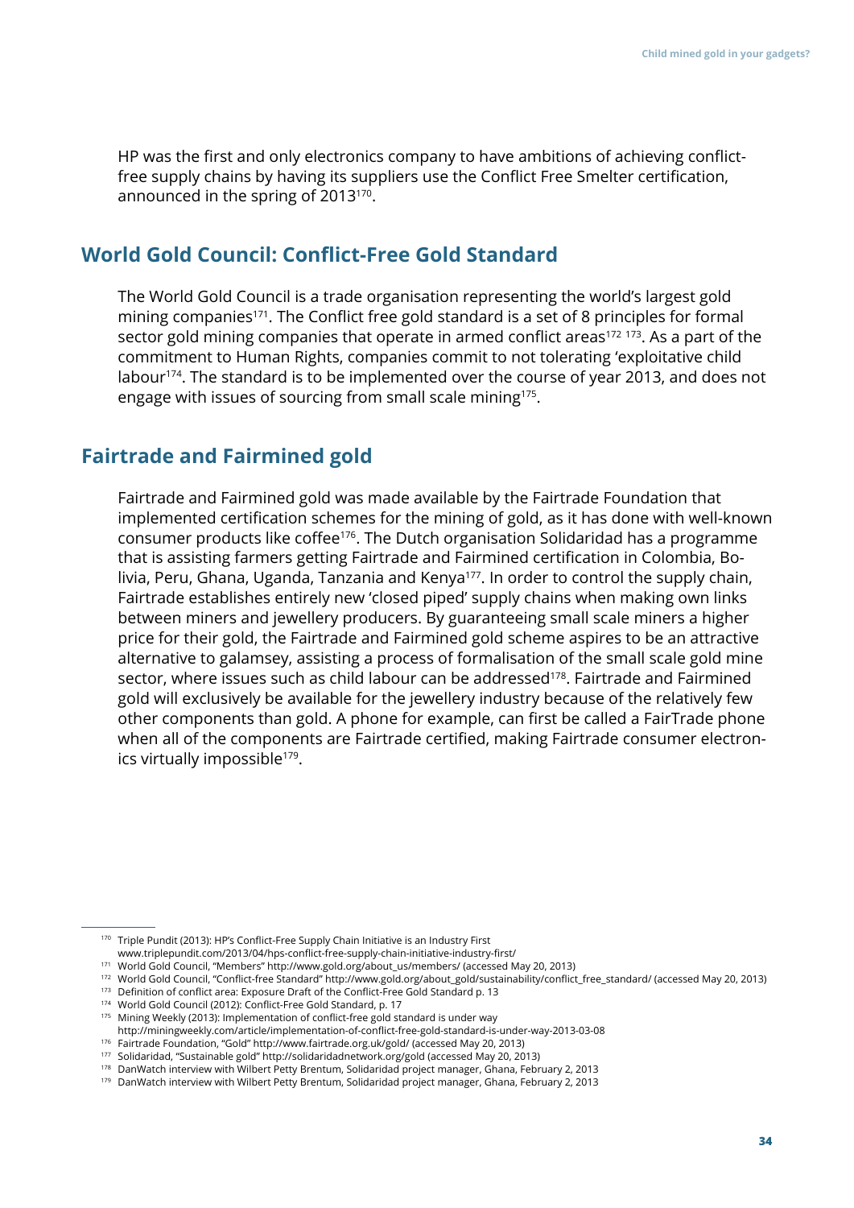HP was the first and only electronics company to have ambitions of achieving conflict-free supply chains by having its suppliers use the Conflict Free Smelter certification, announced in the spring of 2013[170].

## World Gold Council: Conflict-Free Gold Standard

The World Gold Council is a trade organisation representing the world's largest gold mining companies[171]. The Conflict free gold standard is a set of 8 principles for formal sector gold mining companies that operate in armed conflict areas[172 173]. As a part of the commitment to Human Rights, companies commit to not tolerating 'exploitative child labour[174]. The standard is to be implemented over the course of year 2013, and does not engage with issues of sourcing from small scale mining[175].

## Fairtrade and Fairmined gold

Fairtrade and Fairmined gold was made available by the Fairtrade Foundation that implemented certification schemes for the mining of gold, as it has done with well-known consumer products like coffee[176]. The Dutch organisation Solidaridad has a programme that is assisting farmers getting Fairtrade and Fairmined certification in Colombia, Bolivia, Peru, Ghana, Uganda, Tanzania and Kenya[177]. In order to control the supply chain, Fairtrade establishes entirely new 'closed piped' supply chains when making own links between miners and jewellery producers. By guaranteeing small scale miners a higher price for their gold, the Fairtrade and Fairmined gold scheme aspires to be an attractive alternative to galamsey, assisting a process of formalisation of the small scale gold mine sector, where issues such as child labour can be addressed[178]. Fairtrade and Fairmined gold will exclusively be available for the jewellery industry because of the relatively few other components than gold. A phone for example, can first be called a FairTrade phone when all of the components are Fairtrade certified, making Fairtrade consumer electronics virtually impossible[179].

---

[170] Triple Pundit (2013): HP's Conflict-Free Supply Chain Initiative is an Industry First www.triplepundit.com/2013/04/hps-conflict-free-supply-chain-initiative-industry-first/

[171] World Gold Council, "Members" http://www.gold.org/about_us/members/ (accessed May 20, 2013)

[172] World Gold Council, "Conflict-free Standard" http://www.gold.org/about_gold/sustainability/conflict_free_standard/ (accessed May 20, 2013)

[173] Definition of conflict area: Exposure Draft of the Conflict-Free Gold Standard p. 13

[174] World Gold Council (2012): Conflict-Free Gold Standard, p. 17

[175] Mining Weekly (2013): Implementation of conflict-free gold standard is under way http://miningweekly.com/article/implementation-of-conflict-free-gold-standard-is-under-way-2013-03-08

[176] Fairtrade Foundation, "Gold" http://www.fairtrade.org.uk/gold/ (accessed May 20, 2013)

[177] Solidaridad, "Sustainable gold" http://solidaridadnetwork.org/gold (accessed May 20, 2013)

[178] DanWatch interview with Wilbert Petty Brentum, Solidaridad project manager, Ghana, February 2, 2013

[179] DanWatch interview with Wilbert Petty Brentum, Solidaridad project manager, Ghana, February 2, 2013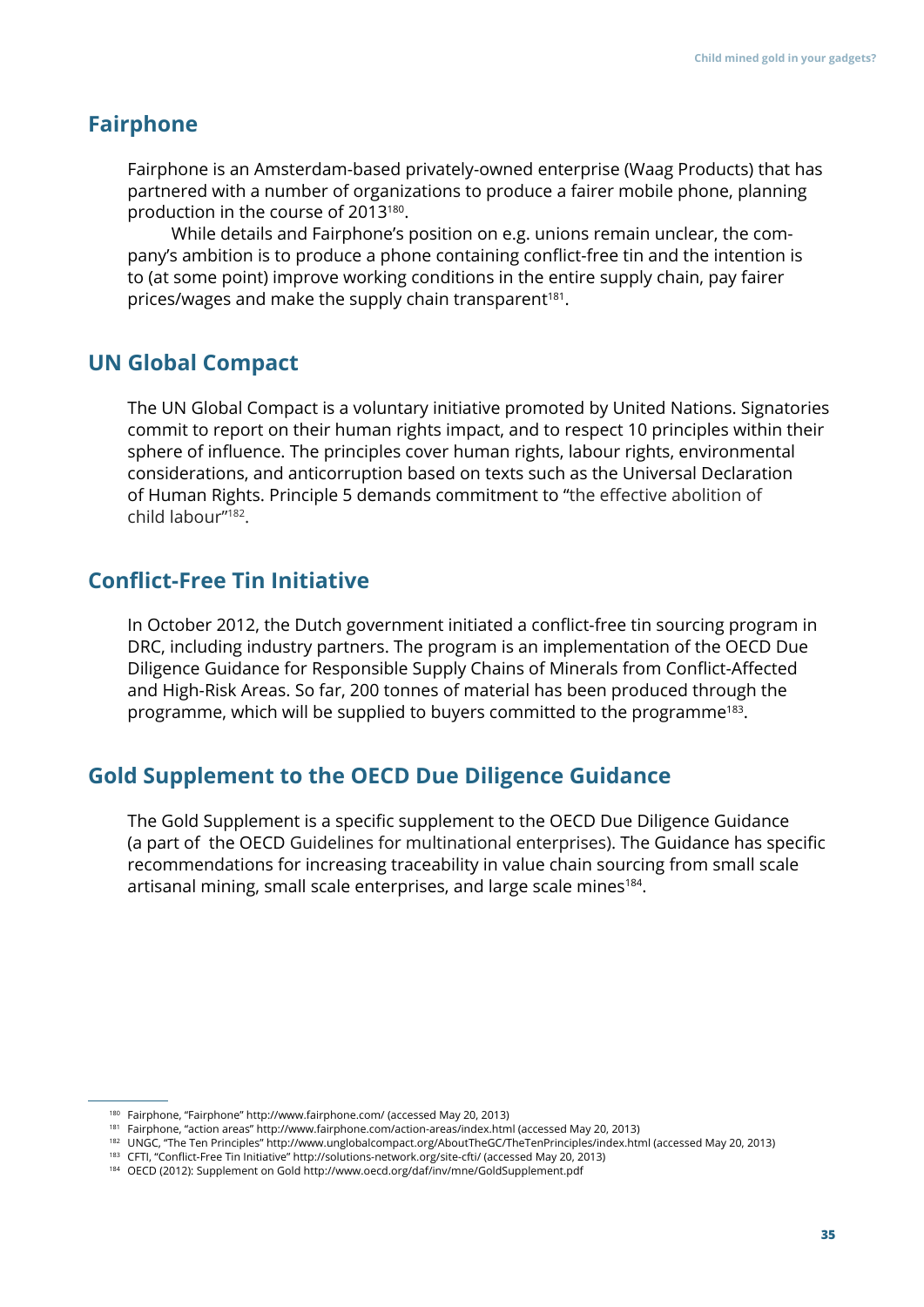## Fairphone

Fairphone is an Amsterdam-based privately-owned enterprise (Waag Products) that has partnered with a number of organizations to produce a fairer mobile phone, planning production in the course of 2013[180].

While details and Fairphone's position on e.g. unions remain unclear, the company's ambition is to produce a phone containing conflict-free tin and the intention is to (at some point) improve working conditions in the entire supply chain, pay fairer prices/wages and make the supply chain transparent[181].

## UN Global Compact

The UN Global Compact is a voluntary initiative promoted by United Nations. Signatories commit to report on their human rights impact, and to respect 10 principles within their sphere of influence. The principles cover human rights, labour rights, environmental considerations, and anticorruption based on texts such as the Universal Declaration of Human Rights. Principle 5 demands commitment to "the effective abolition of child labour"[182].

## Conflict-Free Tin Initiative

In October 2012, the Dutch government initiated a conflict-free tin sourcing program in DRC, including industry partners. The program is an implementation of the OECD Due Diligence Guidance for Responsible Supply Chains of Minerals from Conflict-Affected and High-Risk Areas. So far, 200 tonnes of material has been produced through the programme, which will be supplied to buyers committed to the programme[183].

## Gold Supplement to the OECD Due Diligence Guidance

The Gold Supplement is a specific supplement to the OECD Due Diligence Guidance (a part of the OECD Guidelines for multinational enterprises). The Guidance has specific recommendations for increasing traceability in value chain sourcing from small scale artisanal mining, small scale enterprises, and large scale mines[184].

---

[180] Fairphone, "Fairphone" http://www.fairphone.com/ (accessed May 20, 2013)
[181] Fairphone, "action areas" http://www.fairphone.com/action-areas/index.html (accessed May 20, 2013)
[182] UNGC, "The Ten Principles" http://www.unglobalcompact.org/AboutTheGC/TheTenPrinciples/index.html (accessed May 20, 2013)
[183] CFTI, "Conflict-Free Tin Initiative" http://solutions-network.org/site-cfti/ (accessed May 20, 2013)
[184] OECD (2012): Supplement on Gold http://www.oecd.org/daf/inv/mne/GoldSupplement.pdf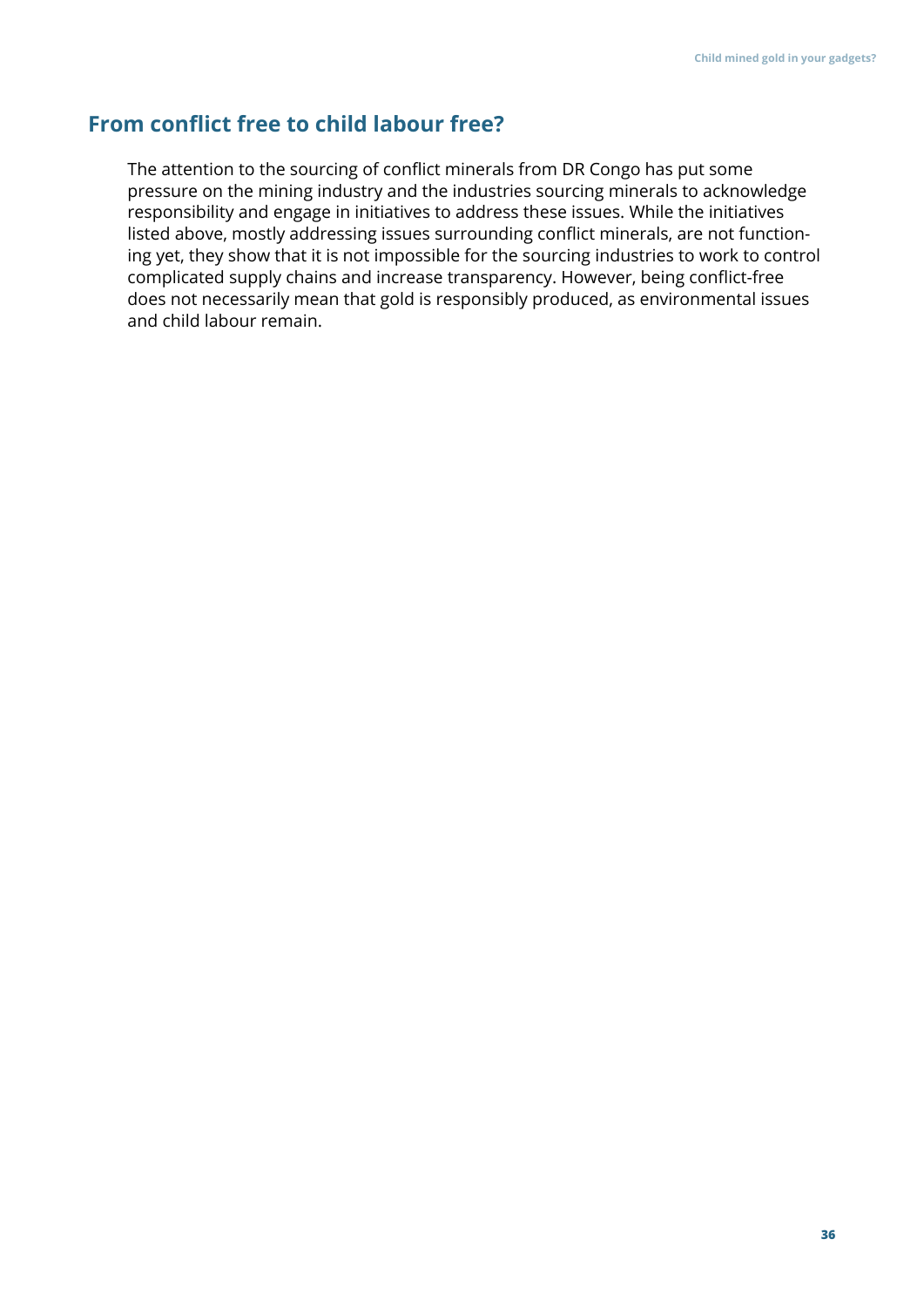## From conflict free to child labour free?

The attention to the sourcing of conflict minerals from DR Congo has put some pressure on the mining industry and the industries sourcing minerals to acknowledge responsibility and engage in initiatives to address these issues. While the initiatives listed above, mostly addressing issues surrounding conflict minerals, are not functioning yet, they show that it is not impossible for the sourcing industries to work to control complicated supply chains and increase transparency. However, being conflict-free does not necessarily mean that gold is responsibly produced, as environmental issues and child labour remain.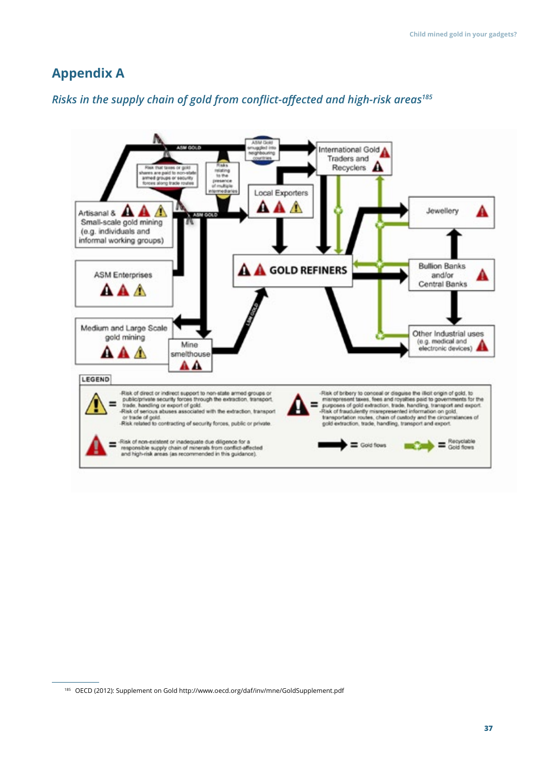## Appendix A

*Risks in the supply chain of gold from conflict-affected and high-risk areas*[185]

ASM GOLD

ASM Gold smuggled into neighbouring countries

International Gold Traders and Recyclers

Risk that taxes or gold shares are paid to non-state armed groups or security forces along trade routes

Risks relating to the presence of multiple intermediaries

Local Exporters

Artisanal & Small-scale gold mining (e.g. individuals and informal working groups)

ASM GOLD

Jewellery

GOLD REFINERS

ASM Enterprises

Bullion Banks and/or Central Banks

LSM GOLD

Medium and Large Scale gold mining

Mine smelthouse

Other Industrial uses (e.g. medical and electronic devices)

LEGEND

= -Risk of direct or indirect support to non-state armed groups or public/private security forces through the extraction, transport, trade, handling or export of gold. -Risk of serious abuses associated with the extraction, transport or trade of gold. -Risk related to contracting of security forces, public or private.

= -Risk of bribery to conceal or disguise the illicit origin of gold, to misrepresent taxes, fees and royalties paid to governments for the purposes of gold extraction, trade, handling, transport and export. -Risk of fraudulently misrepresented information on gold, transportation routes, chain of custody and the circumstances of gold extraction, trade, handling, transport and export.

= -Risk of non-existent or inadequate due diligence for a responsible supply chain of minerals from conflict-affected and high-risk areas (as recommended in this guidance).

= Gold flows

= Recyclable Gold flows

---

[185] OECD (2012): Supplement on Gold http://www.oecd.org/daf/inv/mne/GoldSupplement.pdf